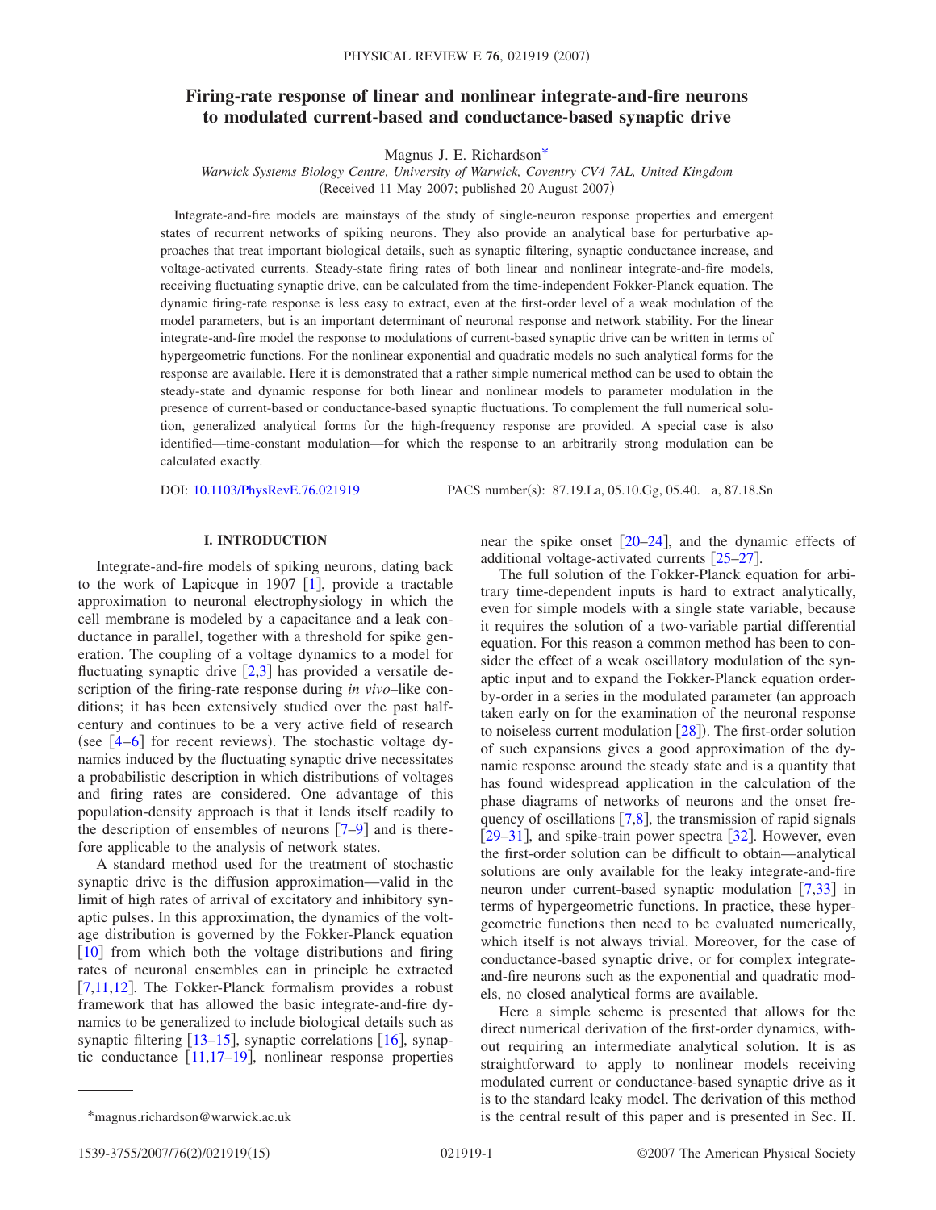# Firing-rate response of linear and nonlinear integrate-and-fire neurons to modulated current-based and conductance-based synaptic drive

Magnus J. E. Richardson*

*Warwick Systems Biology Centre, University of Warwick, Coventry CV4 7AL, United Kingdom*

(Received 11 May 2007; published 20 August 2007)

Integrate-and-fire models are mainstays of the study of single-neuron response properties and emergent states of recurrent networks of spiking neurons. They also provide an analytical base for perturbative approaches that treat important biological details, such as synaptic filtering, synaptic conductance increase, and voltage-activated currents. Steady-state firing rates of both linear and nonlinear integrate-and-fire models, receiving fluctuating synaptic drive, can be calculated from the time-independent Fokker-Planck equation. The dynamic firing-rate response is less easy to extract, even at the first-order level of a weak modulation of the model parameters, but is an important determinant of neuronal response and network stability. For the linear integrate-and-fire model the response to modulations of current-based synaptic drive can be written in terms of hypergeometric functions. For the nonlinear exponential and quadratic models no such analytical forms for the response are available. Here it is demonstrated that a rather simple numerical method can be used to obtain the steady-state and dynamic response for both linear and nonlinear models to parameter modulation in the presence of current-based or conductance-based synaptic fluctuations. To complement the full numerical solution, generalized analytical forms for the high-frequency response are provided. A special case is also identified—time-constant modulation—for which the response to an arbitrarily strong modulation can be calculated exactly.

DOI: 10.1103/PhysRevE.76.021919 PACS number(s): 87.19.La, 05.10.Gg, 05.40.−a, 87.18.Sn

## I. INTRODUCTION

Integrate-and-fire models of spiking neurons, dating back to the work of Lapicque in 1907 [1], provide a tractable approximation to neuronal electrophysiology in which the cell membrane is modeled by a capacitance and a leak conductance in parallel, together with a threshold for spike generation. The coupling of a voltage dynamics to a model for fluctuating synaptic drive [2,3] has provided a versatile description of the firing-rate response during *in vivo*–like conditions; it has been extensively studied over the past half-century and continues to be a very active field of research (see [4–6] for recent reviews). The stochastic voltage dynamics induced by the fluctuating synaptic drive necessitates a probabilistic description in which distributions of voltages and firing rates are considered. One advantage of this population-density approach is that it lends itself readily to the description of ensembles of neurons [7–9] and is therefore applicable to the analysis of network states.

A standard method used for the treatment of stochastic synaptic drive is the diffusion approximation—valid in the limit of high rates of arrival of excitatory and inhibitory synaptic pulses. In this approximation, the dynamics of the voltage distribution is governed by the Fokker-Planck equation [10] from which both the voltage distributions and firing rates of neuronal ensembles can in principle be extracted [7,11,12]. The Fokker-Planck formalism provides a robust framework that has allowed the basic integrate-and-fire dynamics to be generalized to include biological details such as synaptic filtering [13–15], synaptic correlations [16], synaptic conductance [11,17–19], nonlinear response properties near the spike onset [20–24], and the dynamic effects of additional voltage-activated currents [25–27].

The full solution of the Fokker-Planck equation for arbitrary time-dependent inputs is hard to extract analytically, even for simple models with a single state variable, because it requires the solution of a two-variable partial differential equation. For this reason a common method has been to consider the effect of a weak oscillatory modulation of the synaptic input and to expand the Fokker-Planck equation order-by-order in a series in the modulated parameter (an approach taken early on for the examination of the neuronal response to noiseless current modulation [28]). The first-order solution of such expansions gives a good approximation of the dynamic response around the steady state and is a quantity that has found widespread application in the calculation of the phase diagrams of networks of neurons and the onset frequency of oscillations [7,8], the transmission of rapid signals [29–31], and spike-train power spectra [32]. However, even the first-order solution can be difficult to obtain—analytical solutions are only available for the leaky integrate-and-fire neuron under current-based synaptic modulation [7,33] in terms of hypergeometric functions. In practice, these hypergeometric functions then need to be evaluated numerically, which itself is not always trivial. Moreover, for the case of conductance-based synaptic drive, or for complex integrate-and-fire neurons such as the exponential and quadratic models, no closed analytical forms are available.

Here a simple scheme is presented that allows for the direct numerical derivation of the first-order dynamics, without requiring an intermediate analytical solution. It is as straightforward to apply to nonlinear models receiving modulated current or conductance-based synaptic drive as it is to the standard leaky model. The derivation of this method is the central result of this paper and is presented in Sec. II.

*magnus.richardson@warwick.ac.uk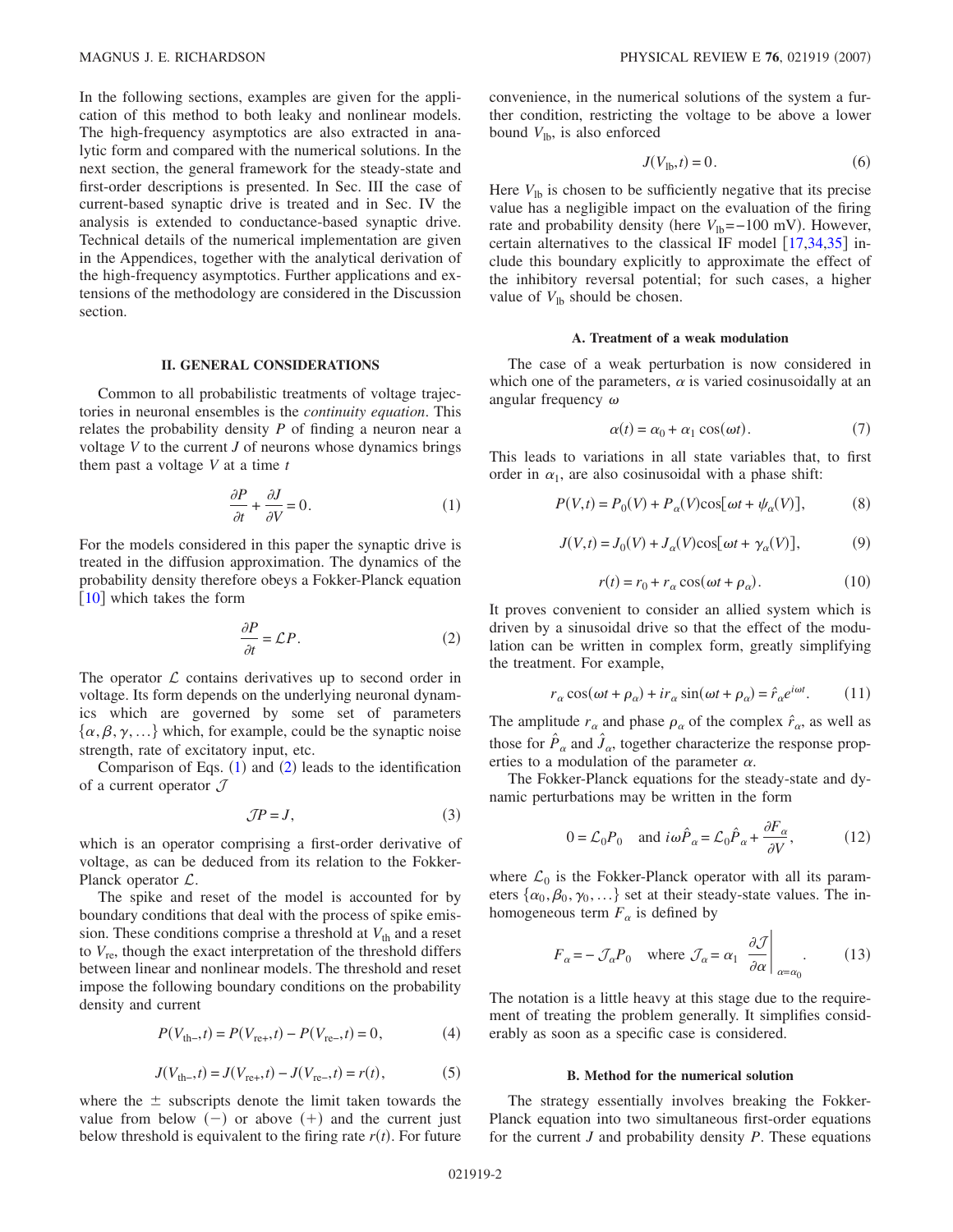In the following sections, examples are given for the application of this method to both leaky and nonlinear models. The high-frequency asymptotics are also extracted in analytic form and compared with the numerical solutions. In the next section, the general framework for the steady-state and first-order descriptions is presented. In Sec. III the case of current-based synaptic drive is treated and in Sec. IV the analysis is extended to conductance-based synaptic drive. Technical details of the numerical implementation are given in the Appendices, together with the analytical derivation of the high-frequency asymptotics. Further applications and extensions of the methodology are considered in the Discussion section.

## II. GENERAL CONSIDERATIONS

Common to all probabilistic treatments of voltage trajectories in neuronal ensembles is the *continuity equation*. This relates the probability density $P$ of finding a neuron near a voltage $V$ to the current $J$ of neurons whose dynamics brings them past a voltage $V$ at a time $t$

$$\frac{\partial P}{\partial t} + \frac{\partial J}{\partial V} = 0. \tag{1}$$

For the models considered in this paper the synaptic drive is treated in the diffusion approximation. The dynamics of the probability density therefore obeys a Fokker-Planck equation [10] which takes the form

$$\frac{\partial P}{\partial t} = \mathcal{L}P. \tag{2}$$

The operator $\mathcal{L}$ contains derivatives up to second order in voltage. Its form depends on the underlying neuronal dynamics which are governed by some set of parameters $\{\alpha, \beta, \gamma, \ldots\}$ which, for example, could be the synaptic noise strength, rate of excitatory input, etc.

Comparison of Eqs. (1) and (2) leads to the identification of a current operator $\mathcal{J}$

$$\mathcal{J}P = J, \tag{3}$$

which is an operator comprising a first-order derivative of voltage, as can be deduced from its relation to the Fokker-Planck operator $\mathcal{L}$.

The spike and reset of the model is accounted for by boundary conditions that deal with the process of spike emission. These conditions comprise a threshold at $V_{\text{th}}$ and a reset to $V_{\text{re}}$, though the exact interpretation of the threshold differs between linear and nonlinear models. The threshold and reset impose the following boundary conditions on the probability density and current

$$P(V_{\text{th}-}, t) = P(V_{\text{re}+}, t) - P(V_{\text{re}-}, t) = 0, \tag{4}$$

$$J(V_{\text{th}-}, t) = J(V_{\text{re}+}, t) - J(V_{\text{re}-}, t) = r(t), \tag{5}$$

where the $\pm$ subscripts denote the limit taken towards the value from below $(-)$ or above $(+)$ and the current just below threshold is equivalent to the firing rate $r(t)$. For future convenience, in the numerical solutions of the system a further condition, restricting the voltage to be above a lower bound $V_{\text{lb}}$, is also enforced

$$J(V_{\text{lb}}, t) = 0. \tag{6}$$

Here $V_{\text{lb}}$ is chosen to be sufficiently negative that its precise value has a negligible impact on the evaluation of the firing rate and probability density (here $V_{\text{lb}} = -100$ mV). However, certain alternatives to the classical IF model [17,34,35] include this boundary explicitly to approximate the effect of the inhibitory reversal potential; for such cases, a higher value of $V_{\text{lb}}$ should be chosen.

### A. Treatment of a weak modulation

The case of a weak perturbation is now considered in which one of the parameters, $\alpha$ is varied cosinusoidally at an angular frequency $\omega$

$$\alpha(t) = \alpha_0 + \alpha_1 \cos(\omega t). \tag{7}$$

This leads to variations in all state variables that, to first order in $\alpha_1$, are also cosinusoidal with a phase shift:

$$P(V,t) = P_0(V) + P_\alpha(V)\cos[\omega t + \psi_\alpha(V)], \tag{8}$$

$$J(V,t) = J_0(V) + J_\alpha(V)\cos[\omega t + \gamma_\alpha(V)], \tag{9}$$

$$r(t) = r_0 + r_\alpha \cos(\omega t + \rho_\alpha). \tag{10}$$

It proves convenient to consider an allied system which is driven by a sinusoidal drive so that the effect of the modulation can be written in complex form, greatly simplifying the treatment. For example,

$$r_\alpha \cos(\omega t + \rho_\alpha) + i r_\alpha \sin(\omega t + \rho_\alpha) = \hat{r}_\alpha e^{i\omega t}. \tag{11}$$

The amplitude $r_\alpha$ and phase $\rho_\alpha$ of the complex $\hat{r}_\alpha$, as well as those for $\hat{P}_\alpha$ and $\hat{J}_\alpha$, together characterize the response properties to a modulation of the parameter $\alpha$.

The Fokker-Planck equations for the steady-state and dynamic perturbations may be written in the form

$$0 = \mathcal{L}_0 P_0 \quad \text{and } i\omega \hat{P}_\alpha = \mathcal{L}_0 \hat{P}_\alpha + \frac{\partial F_\alpha}{\partial V}, \tag{12}$$

where $\mathcal{L}_0$ is the Fokker-Planck operator with all its parameters $\{\alpha_0, \beta_0, \gamma_0, \ldots\}$ set at their steady-state values. The inhomogeneous term $F_\alpha$ is defined by

$$F_\alpha = -\mathcal{J}_\alpha P_0 \quad \text{where } \mathcal{J}_\alpha = \alpha_1 \left.\frac{\partial \mathcal{J}}{\partial \alpha}\right|_{\alpha=\alpha_0}. \tag{13}$$

The notation is a little heavy at this stage due to the requirement of treating the problem generally. It simplifies considerably as soon as a specific case is considered.

### B. Method for the numerical solution

The strategy essentially involves breaking the Fokker-Planck equation into two simultaneous first-order equations for the current $J$ and probability density $P$. These equations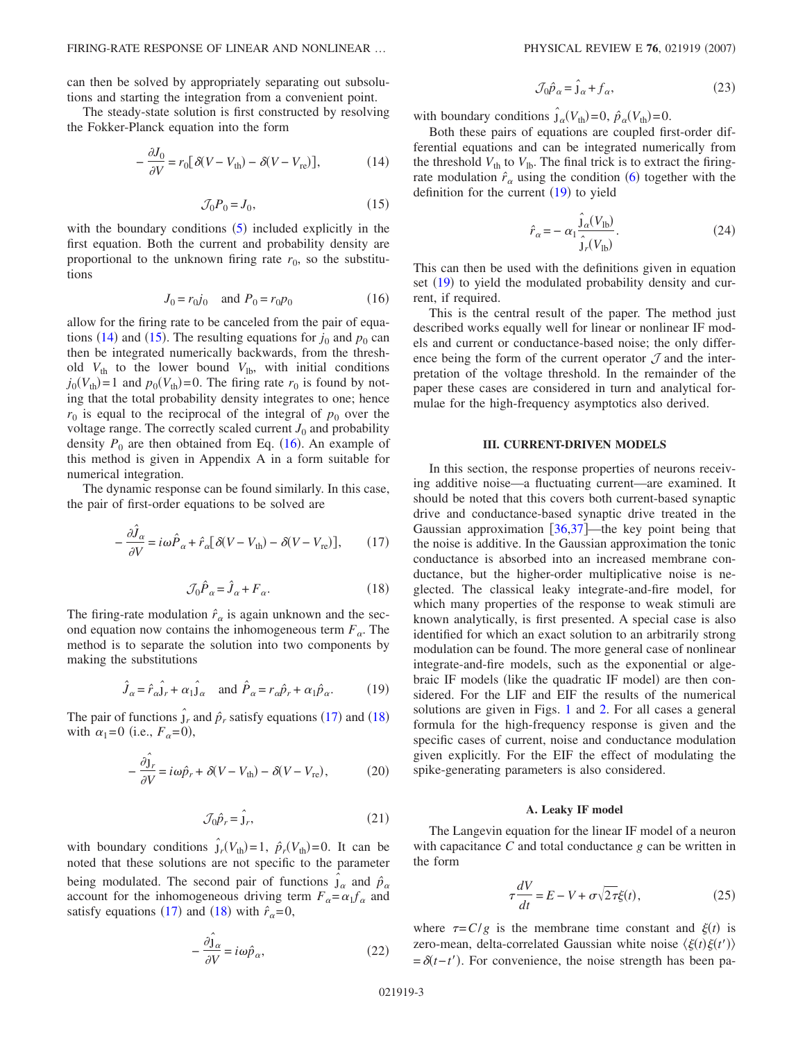can then be solved by appropriately separating out subsolutions and starting the integration from a convenient point.

The steady-state solution is first constructed by resolving the Fokker-Planck equation into the form

$$-\frac{\partial J_0}{\partial V} = r_0[\delta(V - V_{\text{th}}) - \delta(V - V_{\text{re}})], \tag{14}$$

$$\mathcal{J}_0 P_0 = J_0, \tag{15}$$

with the boundary conditions (5) included explicitly in the first equation. Both the current and probability density are proportional to the unknown firing rate $r_0$, so the substitutions

$$J_0 = r_0 j_0 \quad \text{and} \quad P_0 = r_0 p_0 \tag{16}$$

allow for the firing rate to be canceled from the pair of equations (14) and (15). The resulting equations for $j_0$ and $p_0$ can then be integrated numerically backwards, from the threshold $V_{\text{th}}$ to the lower bound $V_{\text{lb}}$, with initial conditions $j_0(V_{\text{th}})=1$ and $p_0(V_{\text{th}})=0$. The firing rate $r_0$ is found by noting that the total probability density integrates to one; hence $r_0$ is equal to the reciprocal of the integral of $p_0$ over the voltage range. The correctly scaled current $J_0$ and probability density $P_0$ are then obtained from Eq. (16). An example of this method is given in Appendix A in a form suitable for numerical integration.

The dynamic response can be found similarly. In this case, the pair of first-order equations to be solved are

$$-\frac{\partial \hat{J}_\alpha}{\partial V} = i\omega \hat{P}_\alpha + \hat{r}_\alpha[\delta(V - V_{\text{th}}) - \delta(V - V_{\text{re}})], \tag{17}$$

$$\mathcal{J}_0 \hat{P}_\alpha = \hat{J}_\alpha + F_\alpha. \tag{18}$$

The firing-rate modulation $\hat{r}_\alpha$ is again unknown and the second equation now contains the inhomogeneous term $F_\alpha$. The method is to separate the solution into two components by making the substitutions

$$\hat{J}_\alpha = \hat{r}_\alpha \hat{\jmath}_r + \alpha_1 \hat{\jmath}_\alpha \quad \text{and} \quad \hat{P}_\alpha = r_\alpha \hat{p}_r + \alpha_1 \hat{p}_\alpha. \tag{19}$$

The pair of functions $\hat{\jmath}_r$ and $\hat{p}_r$ satisfy equations (17) and (18) with $\alpha_1=0$ (i.e., $F_\alpha=0$),

$$-\frac{\partial \hat{\jmath}_r}{\partial V} = i\omega \hat{p}_r + \delta(V - V_{\text{th}}) - \delta(V - V_{\text{re}}), \tag{20}$$

$$\mathcal{J}_0 \hat{p}_r = \hat{\jmath}_r, \tag{21}$$

with boundary conditions $\hat{\jmath}_r(V_{\text{th}})=1$, $\hat{p}_r(V_{\text{th}})=0$. It can be noted that these solutions are not specific to the parameter being modulated. The second pair of functions $\hat{\jmath}_\alpha$ and $\hat{p}_\alpha$ account for the inhomogeneous driving term $F_\alpha = \alpha_1 f_\alpha$ and satisfy equations (17) and (18) with $\hat{r}_\alpha=0$,

$$-\frac{\partial \hat{\jmath}_\alpha}{\partial V} = i\omega \hat{p}_\alpha, \tag{22}$$

$$\mathcal{J}_0 \hat{p}_\alpha = \hat{\jmath}_\alpha + f_\alpha, \tag{23}$$

with boundary conditions $\hat{\jmath}_\alpha(V_{\text{th}})=0$, $\hat{p}_\alpha(V_{\text{th}})=0$.

Both these pairs of equations are coupled first-order differential equations and can be integrated numerically from the threshold $V_{\text{th}}$ to $V_{\text{lb}}$. The final trick is to extract the firing-rate modulation $\hat{r}_\alpha$ using the condition (6) together with the definition for the current (19) to yield

$$\hat{r}_\alpha = -\alpha_1 \frac{\hat{\jmath}_\alpha(V_{\text{lb}})}{\hat{\jmath}_r(V_{\text{lb}})}. \tag{24}$$

This can then be used with the definitions given in equation set (19) to yield the modulated probability density and current, if required.

This is the central result of the paper. The method just described works equally well for linear or nonlinear IF models and current or conductance-based noise; the only difference being the form of the current operator $\mathcal{J}$ and the interpretation of the voltage threshold. In the remainder of the paper these cases are considered in turn and analytical formulae for the high-frequency asymptotics also derived.

## III. CURRENT-DRIVEN MODELS

In this section, the response properties of neurons receiving additive noise—a fluctuating current—are examined. It should be noted that this covers both current-based synaptic drive and conductance-based synaptic drive treated in the Gaussian approximation [36,37]—the key point being that the noise is additive. In the Gaussian approximation the tonic conductance is absorbed into an increased membrane conductance, but the higher-order multiplicative noise is neglected. The classical leaky integrate-and-fire model, for which many properties of the response to weak stimuli are known analytically, is first presented. A special case is also identified for which an exact solution to an arbitrarily strong modulation can be found. The more general case of nonlinear integrate-and-fire models, such as the exponential or algebraic IF models (like the quadratic IF model) are then considered. For the LIF and EIF the results of the numerical solutions are given in Figs. 1 and 2. For all cases a general formula for the high-frequency response is given and the specific cases of current, noise and conductance modulation given explicitly. For the EIF the effect of modulating the spike-generating parameters is also considered.

### A. Leaky IF model

The Langevin equation for the linear IF model of a neuron with capacitance $C$ and total conductance $g$ can be written in the form

$$\tau \frac{dV}{dt} = E - V + \sigma\sqrt{2\tau}\xi(t), \tag{25}$$

where $\tau = C/g$ is the membrane time constant and $\xi(t)$ is zero-mean, delta-correlated Gaussian white noise $\langle \xi(t)\xi(t')\rangle = \delta(t-t')$. For convenience, the noise strength has been pa-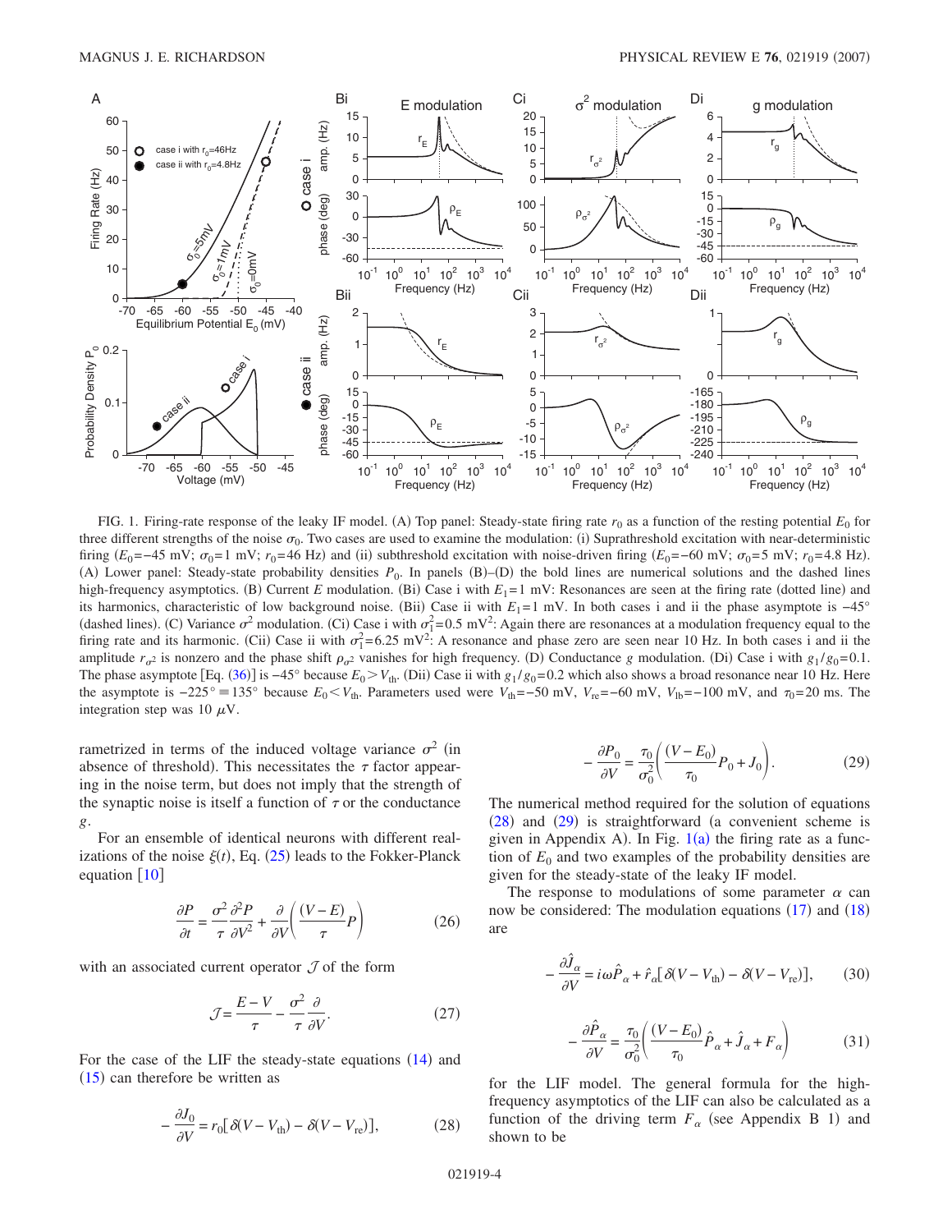FIG. 1. Firing-rate response of the leaky IF model. (A) Top panel: Steady-state firing rate $r_0$ as a function of the resting potential $E_0$ for three different strengths of the noise $\sigma_0$. Two cases are used to examine the modulation: (i) Suprathreshold excitation with near-deterministic firing ($E_0=-45$ mV; $\sigma_0=1$ mV; $r_0=46$ Hz) and (ii) subthreshold excitation with noise-driven firing ($E_0=-60$ mV; $\sigma_0=5$ mV; $r_0=4.8$ Hz). (A) Lower panel: Steady-state probability densities $P_0$. In panels (B)–(D) the bold lines are numerical solutions and the dashed lines high-frequency asymptotics. (B) Current $E$ modulation. (Bi) Case i with $E_1=1$ mV: Resonances are seen at the firing rate (dotted line) and its harmonics, characteristic of low background noise. (Bii) Case ii with $E_1=1$ mV. In both cases i and ii the phase asymptote is $-45°$ (dashed lines). (C) Variance $\sigma^2$ modulation. (Ci) Case i with $\sigma_1^2=0.5$ mV$^2$: Again there are resonances at a modulation frequency equal to the firing rate and its harmonic. (Cii) Case ii with $\sigma_1^2=6.25$ mV$^2$: A resonance and phase zero are seen near 10 Hz. In both cases i and ii the amplitude $r_{\sigma^2}$ is nonzero and the phase shift $\rho_{\sigma^2}$ vanishes for high frequency. (D) Conductance $g$ modulation. (Di) Case i with $g_1/g_0=0.1$. The phase asymptote [Eq. (36)] is $-45°$ because $E_0>V_{\text{th}}$. (Dii) Case ii with $g_1/g_0=0.2$ which also shows a broad resonance near 10 Hz. Here the asymptote is $-225° \equiv 135°$ because $E_0<V_{\text{th}}$. Parameters used were $V_{\text{th}}=-50$ mV, $V_{\text{re}}=-60$ mV, $V_{\text{lb}}=-100$ mV, and $\tau_0=20$ ms. The integration step was 10 $\mu$V.

rametrized in terms of the induced voltage variance $\sigma^2$ (in absence of threshold). This necessitates the $\tau$ factor appearing in the noise term, but does not imply that the strength of the synaptic noise is itself a function of $\tau$ or the conductance $g$.

For an ensemble of identical neurons with different realizations of the noise $\xi(t)$, Eq. (25) leads to the Fokker-Planck equation [10]

$$\frac{\partial P}{\partial t} = \frac{\sigma^2}{\tau}\frac{\partial^2 P}{\partial V^2} + \frac{\partial}{\partial V}\left(\frac{(V-E)}{\tau}P\right) \tag{26}$$

with an associated current operator $\mathcal{J}$ of the form

$$\mathcal{J} = \frac{E-V}{\tau} - \frac{\sigma^2}{\tau}\frac{\partial}{\partial V}. \tag{27}$$

For the case of the LIF the steady-state equations (14) and (15) can therefore be written as

$$-\frac{\partial J_0}{\partial V} = r_0[\delta(V-V_{\text{th}}) - \delta(V-V_{\text{re}})], \tag{28}$$

$$-\frac{\partial P_0}{\partial V} = \frac{\tau_0}{\sigma_0^2}\left(\frac{(V-E_0)}{\tau_0}P_0 + J_0\right). \tag{29}$$

The numerical method required for the solution of equations (28) and (29) is straightforward (a convenient scheme is given in Appendix A). In Fig. 1(a) the firing rate as a function of $E_0$ and two examples of the probability densities are given for the steady-state of the leaky IF model.

The response to modulations of some parameter $\alpha$ can now be considered: The modulation equations (17) and (18) are

$$-\frac{\partial \hat{J}_\alpha}{\partial V} = i\omega\hat{P}_\alpha + \hat{r}_\alpha[\delta(V-V_{\text{th}}) - \delta(V-V_{\text{re}})], \tag{30}$$

$$-\frac{\partial \hat{P}_\alpha}{\partial V} = \frac{\tau_0}{\sigma_0^2}\left(\frac{(V-E_0)}{\tau_0}\hat{P}_\alpha + \hat{J}_\alpha + F_\alpha\right) \tag{31}$$

for the LIF model. The general formula for the high-frequency asymptotics of the LIF can also be calculated as a function of the driving term $F_\alpha$ (see Appendix B 1) and shown to be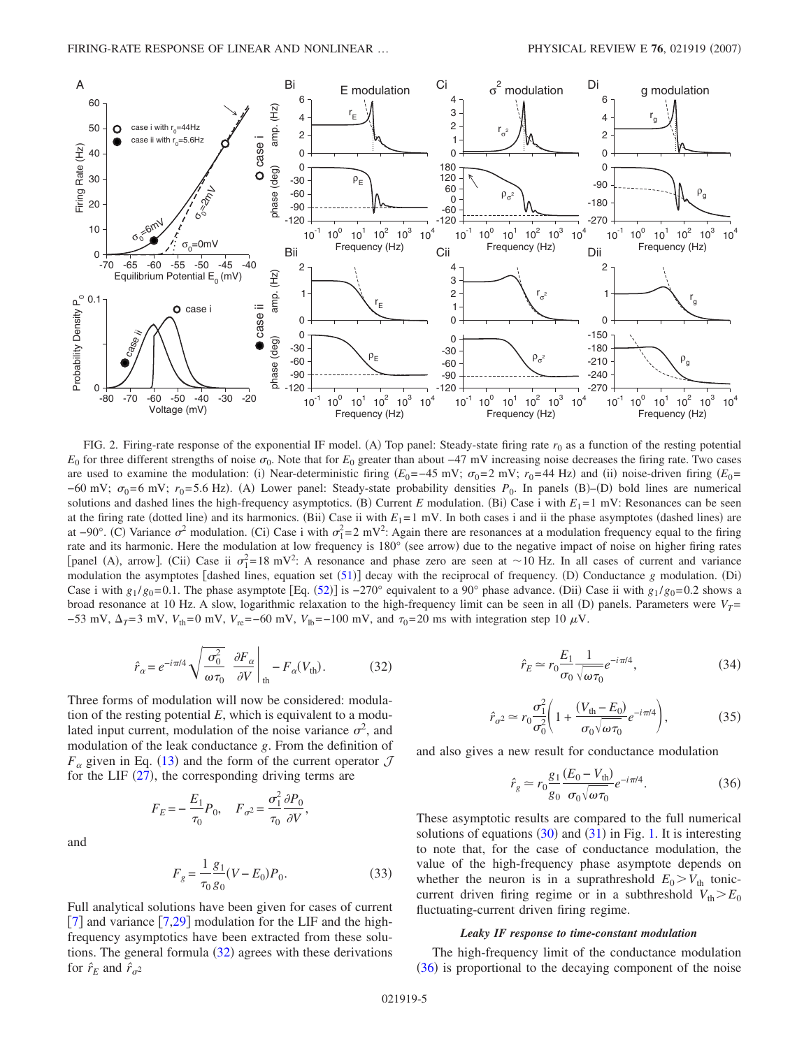FIG. 2. Firing-rate response of the exponential IF model. (A) Top panel: Steady-state firing rate $r_0$ as a function of the resting potential $E_0$ for three different strengths of noise $\sigma_0$. Note that for $E_0$ greater than about −47 mV increasing noise decreases the firing rate. Two cases are used to examine the modulation: (i) Near-deterministic firing ($E_0=-45$ mV; $\sigma_0=2$ mV; $r_0=44$ Hz) and (ii) noise-driven firing ($E_0=-60$ mV; $\sigma_0=6$ mV; $r_0=5.6$ Hz). (A) Lower panel: Steady-state probability densities $P_0$. In panels (B)–(D) bold lines are numerical solutions and dashed lines the high-frequency asymptotics. (B) Current $E$ modulation. (Bi) Case i with $E_1=1$ mV: Resonances can be seen at the firing rate (dotted line) and its harmonics. (Bii) Case ii with $E_1=1$ mV. In both cases i and ii the phase asymptotes (dashed lines) are at −90°. (C) Variance $\sigma^2$ modulation. (Ci) Case i with $\sigma_1^2=2$ mV$^2$: Again there are resonances at a modulation frequency equal to the firing rate and its harmonic. Here the modulation at low frequency is 180° (see arrow) due to the negative impact of noise on higher firing rates [panel (A), arrow]. (Cii) Case ii $\sigma_1^2=18$ mV$^2$: A resonance and phase zero are seen at ~10 Hz. In all cases of current and variance modulation the asymptotes [dashed lines, equation set (51)] decay with the reciprocal of frequency. (D) Conductance $g$ modulation. (Di) Case i with $g_1/g_0=0.1$. The phase asymptote [Eq. (52)] is −270° equivalent to a 90° phase advance. (Dii) Case ii with $g_1/g_0=0.2$ shows a broad resonance at 10 Hz. A slow, logarithmic relaxation to the high-frequency limit can be seen in all (D) panels. Parameters were $V_T=-53$ mV, $\Delta_T=3$ mV, $V_{\mathrm{th}}=0$ mV, $V_{\mathrm{re}}=-60$ mV, $V_{\mathrm{lb}}=-100$ mV, and $\tau_0=20$ ms with integration step 10 $\mu$V.

$$\hat{r}_\alpha = e^{-i\pi/4}\sqrt{\frac{\sigma_0^2}{\omega\tau_0}}\left.\frac{\partial F_\alpha}{\partial V}\right|_{\mathrm{th}} - F_\alpha(V_{\mathrm{th}}). \tag{32}$$

Three forms of modulation will now be considered: modulation of the resting potential $E$, which is equivalent to a modulated input current, modulation of the noise variance $\sigma^2$, and modulation of the leak conductance $g$. From the definition of $F_\alpha$ given in Eq. (13) and the form of the current operator $\mathcal{J}$ for the LIF (27), the corresponding driving terms are

$$F_E = -\frac{E_1}{\tau_0}P_0, \quad F_{\sigma^2} = \frac{\sigma_1^2}{\tau_0}\frac{\partial P_0}{\partial V},$$

and

$$F_g = \frac{1}{\tau_0}\frac{g_1}{g_0}(V - E_0)P_0. \tag{33}$$

Full analytical solutions have been given for cases of current [7] and variance [7,29] modulation for the LIF and the high-frequency asymptotics have been extracted from these solutions. The general formula (32) agrees with these derivations for $\hat{r}_E$ and $\hat{r}_{\sigma^2}$

$$\hat{r}_E \simeq r_0 \frac{E_1}{\sigma_0}\frac{1}{\sqrt{\omega\tau_0}}e^{-i\pi/4}, \tag{34}$$

$$\hat{r}_{\sigma^2} \simeq r_0 \frac{\sigma_1^2}{\sigma_0^2}\left(1 + \frac{(V_{\mathrm{th}} - E_0)}{\sigma_0\sqrt{\omega\tau_0}}e^{-i\pi/4}\right), \tag{35}$$

and also gives a new result for conductance modulation

$$\hat{r}_g \simeq r_0 \frac{g_1}{g_0}\frac{(E_0 - V_{\mathrm{th}})}{\sigma_0\sqrt{\omega\tau_0}}e^{-i\pi/4}. \tag{36}$$

These asymptotic results are compared to the full numerical solutions of equations (30) and (31) in Fig. 1. It is interesting to note that, for the case of conductance modulation, the value of the high-frequency phase asymptote depends on whether the neuron is in a suprathreshold $E_0 > V_{\mathrm{th}}$ tonic-current driven firing regime or in a subthreshold $V_{\mathrm{th}} > E_0$ fluctuating-current driven firing regime.

### *Leaky IF response to time-constant modulation*

The high-frequency limit of the conductance modulation (36) is proportional to the decaying component of the noise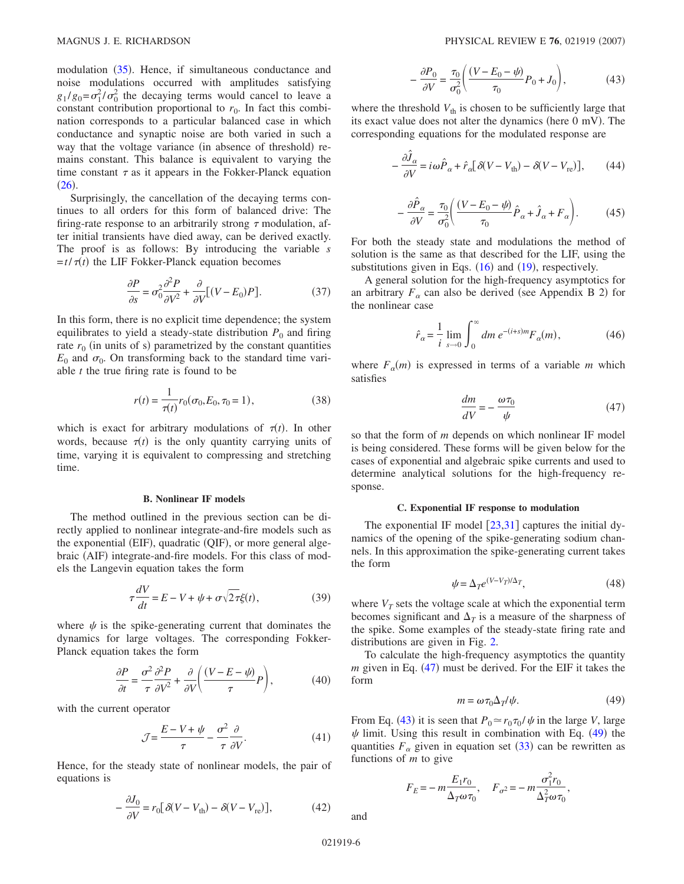modulation (35). Hence, if simultaneous conductance and noise modulations occurred with amplitudes satisfying $g_1/g_0=\sigma_1^2/\sigma_0^2$ the decaying terms would cancel to leave a constant contribution proportional to $r_0$. In fact this combination corresponds to a particular balanced case in which conductance and synaptic noise are both varied in such a way that the voltage variance (in absence of threshold) remains constant. This balance is equivalent to varying the time constant $\tau$ as it appears in the Fokker-Planck equation (26).

Surprisingly, the cancellation of the decaying terms continues to all orders for this form of balanced drive: The firing-rate response to an arbitrarily strong $\tau$ modulation, after initial transients have died away, can be derived exactly. The proof is as follows: By introducing the variable $s=t/\tau(t)$ the LIF Fokker-Planck equation becomes

$$\frac{\partial P}{\partial s} = \sigma_0^2 \frac{\partial^2 P}{\partial V^2} + \frac{\partial}{\partial V}[(V-E_0)P]. \tag{37}$$

In this form, there is no explicit time dependence; the system equilibrates to yield a steady-state distribution $P_0$ and firing rate $r_0$ (in units of s) parametrized by the constant quantities $E_0$ and $\sigma_0$. On transforming back to the standard time variable $t$ the true firing rate is found to be

$$r(t) = \frac{1}{\tau(t)} r_0(\sigma_0, E_0, \tau_0 = 1), \tag{38}$$

which is exact for arbitrary modulations of $\tau(t)$. In other words, because $\tau(t)$ is the only quantity carrying units of time, varying it is equivalent to compressing and stretching time.

### B. Nonlinear IF models

The method outlined in the previous section can be directly applied to nonlinear integrate-and-fire models such as the exponential (EIF), quadratic (QIF), or more general algebraic (AIF) integrate-and-fire models. For this class of models the Langevin equation takes the form

$$\tau \frac{dV}{dt} = E - V + \psi + \sigma\sqrt{2\tau}\xi(t), \tag{39}$$

where $\psi$ is the spike-generating current that dominates the dynamics for large voltages. The corresponding Fokker-Planck equation takes the form

$$\frac{\partial P}{\partial t} = \frac{\sigma^2}{\tau}\frac{\partial^2 P}{\partial V^2} + \frac{\partial}{\partial V}\left(\frac{(V-E-\psi)}{\tau}P\right), \tag{40}$$

with the current operator

$$\mathcal{J} = \frac{E-V+\psi}{\tau} - \frac{\sigma^2}{\tau}\frac{\partial}{\partial V}. \tag{41}$$

Hence, for the steady state of nonlinear models, the pair of equations is

$$-\frac{\partial J_0}{\partial V} = r_0[\delta(V-V_{\text{th}}) - \delta(V-V_{\text{re}})], \tag{42}$$

$$-\frac{\partial P_0}{\partial V} = \frac{\tau_0}{\sigma_0^2}\left(\frac{(V-E_0-\psi)}{\tau_0}P_0 + J_0\right), \tag{43}$$

where the threshold $V_{\text{th}}$ is chosen to be sufficiently large that its exact value does not alter the dynamics (here 0 mV). The corresponding equations for the modulated response are

$$-\frac{\partial \hat{J}_\alpha}{\partial V} = i\omega \hat{P}_\alpha + \hat{r}_\alpha[\delta(V-V_{\text{th}}) - \delta(V-V_{\text{re}})], \tag{44}$$

$$-\frac{\partial \hat{P}_\alpha}{\partial V} = \frac{\tau_0}{\sigma_0^2}\left(\frac{(V-E_0-\psi)}{\tau_0}\hat{P}_\alpha + \hat{J}_\alpha + F_\alpha\right). \tag{45}$$

For both the steady state and modulations the method of solution is the same as that described for the LIF, using the substitutions given in Eqs. (16) and (19), respectively.

A general solution for the high-frequency asymptotics for an arbitrary $F_\alpha$ can also be derived (see Appendix B 2) for the nonlinear case

$$\hat{r}_\alpha = \frac{1}{i}\lim_{s\to 0}\int_0^\infty dm\, e^{-(i+s)m}F_\alpha(m), \tag{46}$$

where $F_\alpha(m)$ is expressed in terms of a variable $m$ which satisfies

$$\frac{dm}{dV} = -\frac{\omega\tau_0}{\psi} \tag{47}$$

so that the form of $m$ depends on which nonlinear IF model is being considered. These forms will be given below for the cases of exponential and algebraic spike currents and used to determine analytical solutions for the high-frequency response.

### C. Exponential IF response to modulation

The exponential IF model [23,31] captures the initial dynamics of the opening of the spike-generating sodium channels. In this approximation the spike-generating current takes the form

$$\psi = \Delta_T e^{(V-V_T)/\Delta_T}, \tag{48}$$

where $V_T$ sets the voltage scale at which the exponential term becomes significant and $\Delta_T$ is a measure of the sharpness of the spike. Some examples of the steady-state firing rate and distributions are given in Fig. 2.

To calculate the high-frequency asymptotics the quantity $m$ given in Eq. (47) must be derived. For the EIF it takes the form

$$m = \omega\tau_0\Delta_T/\psi. \tag{49}$$

From Eq. (43) it is seen that $P_0 \simeq r_0\tau_0/\psi$ in the large $V$, large $\psi$ limit. Using this result in combination with Eq. (49) the quantities $F_\alpha$ given in equation set (33) can be rewritten as functions of $m$ to give

$$F_E = -m\frac{E_1 r_0}{\Delta_T\omega\tau_0}, \quad F_{\sigma^2} = -m\frac{\sigma_1^2 r_0}{\Delta_T^2\omega\tau_0},$$

and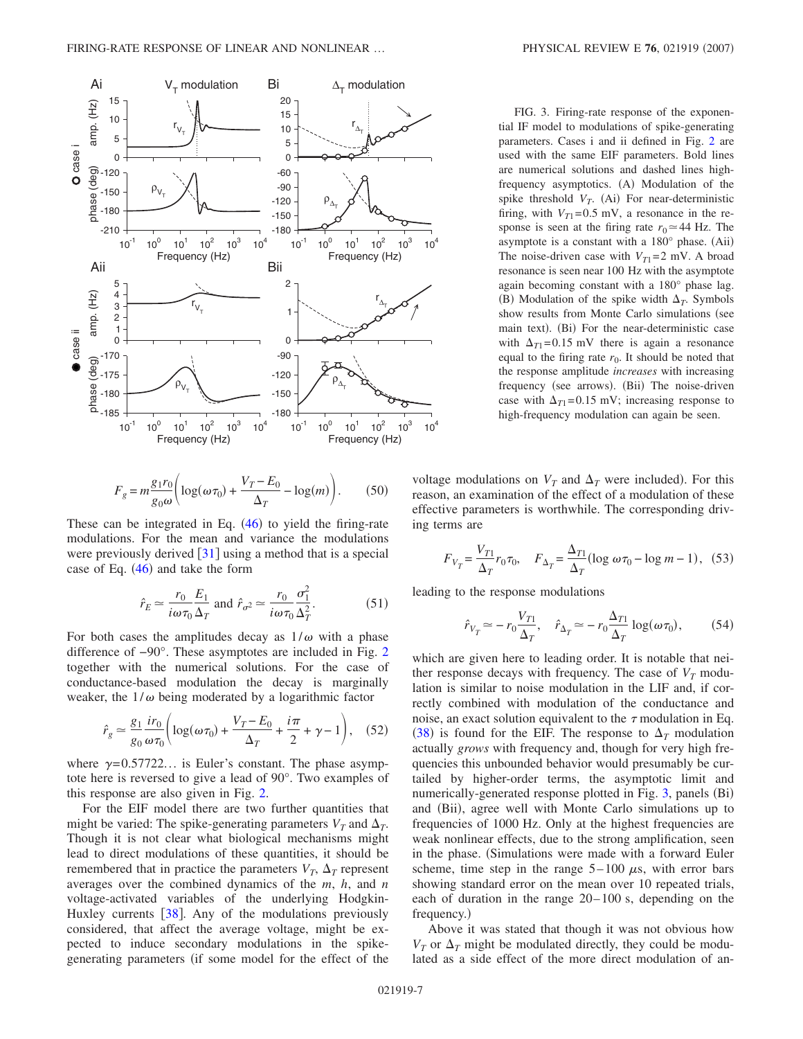FIG. 3. Firing-rate response of the exponential IF model to modulations of spike-generating parameters. Cases i and ii defined in Fig. 2 are used with the same EIF parameters. Bold lines are numerical solutions and dashed lines high-frequency asymptotics. (A) Modulation of the spike threshold $V_T$. (Ai) For near-deterministic firing, with $V_{T1}=0.5$ mV, a resonance in the response is seen at the firing rate $r_0 \simeq 44$ Hz. The asymptote is a constant with a 180° phase. (Aii) The noise-driven case with $V_{T1}=2$ mV. A broad resonance is seen near 100 Hz with the asymptote again becoming constant with a 180° phase lag. (B) Modulation of the spike width $\Delta_T$. Symbols show results from Monte Carlo simulations (see main text). (Bi) For the near-deterministic case with $\Delta_{T1}=0.15$ mV there is again a resonance equal to the firing rate $r_0$. It should be noted that the response amplitude *increases* with increasing frequency (see arrows). (Bii) The noise-driven case with $\Delta_{T1}=0.15$ mV; increasing response to high-frequency modulation can again be seen.

$$F_g = m\frac{g_1 r_0}{g_0 \omega}\left(\log(\omega\tau_0) + \frac{V_T - E_0}{\Delta_T} - \log(m)\right). \qquad (50)$$

These can be integrated in Eq. (46) to yield the firing-rate modulations. For the mean and variance the modulations were previously derived [31] using a method that is a special case of Eq. (46) and take the form

$$\hat{r}_E \simeq \frac{r_0}{i\omega\tau_0}\frac{E_1}{\Delta_T} \text{ and } \hat{r}_{\sigma^2} \simeq \frac{r_0}{i\omega\tau_0}\frac{\sigma_1^2}{\Delta_T^2}. \qquad (51)$$

For both cases the amplitudes decay as $1/\omega$ with a phase difference of −90°. These asymptotes are included in Fig. 2 together with the numerical solutions. For the case of conductance-based modulation the decay is marginally weaker, the $1/\omega$ being moderated by a logarithmic factor

$$\hat{r}_g \simeq \frac{g_1}{g_0}\frac{ir_0}{\omega\tau_0}\left(\log(\omega\tau_0) + \frac{V_T - E_0}{\Delta_T} + \frac{i\pi}{2} + \gamma - 1\right), \qquad (52)$$

where $\gamma = 0.57722\ldots$ is Euler's constant. The phase asymptote here is reversed to give a lead of 90°. Two examples of this response are also given in Fig. 2.

For the EIF model there are two further quantities that might be varied: The spike-generating parameters $V_T$ and $\Delta_T$. Though it is not clear what biological mechanisms might lead to direct modulations of these quantities, it should be remembered that in practice the parameters $V_T$, $\Delta_T$ represent averages over the combined dynamics of the $m$, $h$, and $n$ voltage-activated variables of the underlying Hodgkin-Huxley currents [38]. Any of the modulations previously considered, that affect the average voltage, might be expected to induce secondary modulations in the spike-generating parameters (if some model for the effect of the voltage modulations on $V_T$ and $\Delta_T$ were included). For this reason, an examination of the effect of a modulation of these effective parameters is worthwhile. The corresponding driving terms are

$$F_{V_T} = \frac{V_{T1}}{\Delta_T} r_0 \tau_0, \quad F_{\Delta_T} = \frac{\Delta_{T1}}{\Delta_T}(\log \omega\tau_0 - \log m - 1), \qquad (53)$$

leading to the response modulations

$$\hat{r}_{V_T} \simeq -r_0 \frac{V_{T1}}{\Delta_T}, \quad \hat{r}_{\Delta_T} \simeq -r_0 \frac{\Delta_{T1}}{\Delta_T}\log(\omega\tau_0), \qquad (54)$$

which are given here to leading order. It is notable that neither response decays with frequency. The case of $V_T$ modulation is similar to noise modulation in the LIF and, if correctly combined with modulation of the conductance and noise, an exact solution equivalent to the $\tau$ modulation in Eq. (38) is found for the EIF. The response to $\Delta_T$ modulation actually *grows* with frequency and, though for very high frequencies this unbounded behavior would presumably be curtailed by higher-order terms, the asymptotic limit and numerically-generated response plotted in Fig. 3, panels (Bi) and (Bii), agree well with Monte Carlo simulations up to frequencies of 1000 Hz. Only at the highest frequencies are weak nonlinear effects, due to the strong amplification, seen in the phase. (Simulations were made with a forward Euler scheme, time step in the range 5–100 $\mu$s, with error bars showing standard error on the mean over 10 repeated trials, each of duration in the range 20–100 s, depending on the frequency.)

Above it was stated that though it was not obvious how $V_T$ or $\Delta_T$ might be modulated directly, they could be modulated as a side effect of the more direct modulation of an-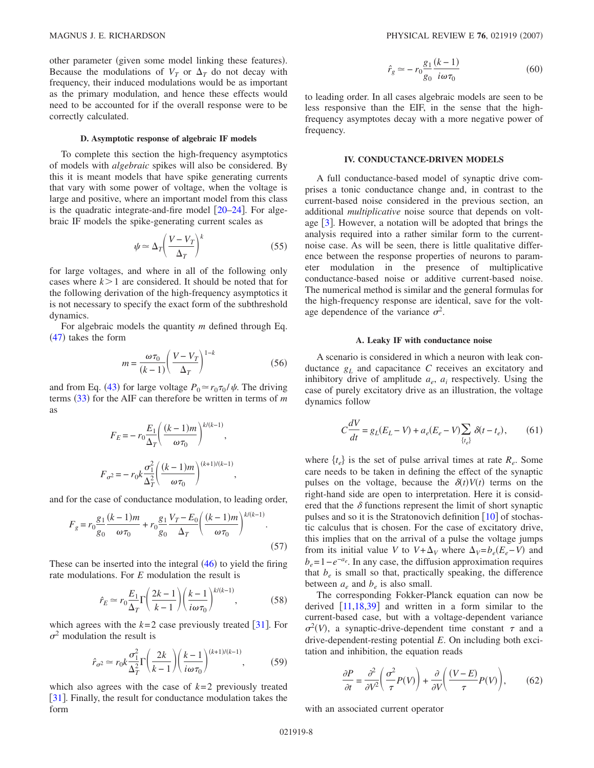other parameter (given some model linking these features). Because the modulations of $V_T$ or $\Delta_T$ do not decay with frequency, their induced modulations would be as important as the primary modulation, and hence these effects would need to be accounted for if the overall response were to be correctly calculated.

### D. Asymptotic response of algebraic IF models

To complete this section the high-frequency asymptotics of models with *algebraic* spikes will also be considered. By this it is meant models that have spike generating currents that vary with some power of voltage, when the voltage is large and positive, where an important model from this class is the quadratic integrate-and-fire model [20–24]. For algebraic IF models the spike-generating current scales as

$$\psi \simeq \Delta_T \left( \frac{V - V_T}{\Delta_T} \right)^k \tag{55}$$

for large voltages, and where in all of the following only cases where $k > 1$ are considered. It should be noted that for the following derivation of the high-frequency asymptotics it is not necessary to specify the exact form of the subthreshold dynamics.

For algebraic models the quantity $m$ defined through Eq. (47) takes the form

$$m = \frac{\omega \tau_0}{(k-1)} \left( \frac{V - V_T}{\Delta_T} \right)^{1-k} \tag{56}$$

and from Eq. (43) for large voltage $P_0 \simeq r_0 \tau_0 / \psi$. The driving terms (33) for the AIF can therefore be written in terms of $m$ as

$$F_E = - r_0 \frac{E_1}{\Delta_T} \left( \frac{(k-1)m}{\omega \tau_0} \right)^{k/(k-1)},$$

$$F_{\sigma^2} = - r_0 k \frac{\sigma_1^2}{\Delta_T^2} \left( \frac{(k-1)m}{\omega \tau_0} \right)^{(k+1)/(k-1)},$$

and for the case of conductance modulation, to leading order,

$$F_g = r_0 \frac{g_1}{g_0} \frac{(k-1)m}{\omega \tau_0} + r_0 \frac{g_1}{g_0} \frac{V_T - E_0}{\Delta_T} \left( \frac{(k-1)m}{\omega \tau_0} \right)^{k/(k-1)}. \tag{57}$$

These can be inserted into the integral (46) to yield the firing rate modulations. For $E$ modulation the result is

$$\hat{r}_E \simeq r_0 \frac{E_1}{\Delta_T} \Gamma \left( \frac{2k-1}{k-1} \right) \left( \frac{k-1}{i \omega \tau_0} \right)^{k/(k-1)}, \tag{58}$$

which agrees with the $k=2$ case previously treated [31]. For $\sigma^2$ modulation the result is

$$\hat{r}_{\sigma^2} \simeq r_0 k \frac{\sigma_1^2}{\Delta_T^2} \Gamma \left( \frac{2k}{k-1} \right) \left( \frac{k-1}{i \omega \tau_0} \right)^{(k+1)/(k-1)}, \tag{59}$$

which also agrees with the case of $k=2$ previously treated [31]. Finally, the result for conductance modulation takes the form

$$\hat{r}_g \simeq - r_0 \frac{g_1}{g_0} \frac{(k-1)}{i \omega \tau_0} \tag{60}$$

to leading order. In all cases algebraic models are seen to be less responsive than the EIF, in the sense that the high-frequency asymptotes decay with a more negative power of frequency.

## IV. CONDUCTANCE-DRIVEN MODELS

A full conductance-based model of synaptic drive comprises a tonic conductance change and, in contrast to the current-based noise considered in the previous section, an additional *multiplicative* noise source that depends on voltage [3]. However, a notation will be adopted that brings the analysis required into a rather similar form to the current-noise case. As will be seen, there is little qualitative difference between the response properties of neurons to parameter modulation in the presence of multiplicative conductance-based noise or additive current-based noise. The numerical method is similar and the general formulas for the high-frequency response are identical, save for the voltage dependence of the variance $\sigma^2$.

### A. Leaky IF with conductance noise

A scenario is considered in which a neuron with leak conductance $g_L$ and capacitance $C$ receives an excitatory and inhibitory drive of amplitude $a_e$, $a_i$ respectively. Using the case of purely excitatory drive as an illustration, the voltage dynamics follow

$$C \frac{dV}{dt} = g_L (E_L - V) + a_e (E_e - V) \sum_{\{t_e\}} \delta(t - t_e), \tag{61}$$

where $\{t_e\}$ is the set of pulse arrival times at rate $R_e$. Some care needs to be taken in defining the effect of the synaptic pulses on the voltage, because the $\delta(t)V(t)$ terms on the right-hand side are open to interpretation. Here it is considered that the $\delta$ functions represent the limit of short synaptic pulses and so it is the Stratonovich definition [10] of stochastic calculus that is chosen. For the case of excitatory drive, this implies that on the arrival of a pulse the voltage jumps from its initial value $V$ to $V + \Delta_V$ where $\Delta_V = b_e (E_e - V)$ and $b_e = 1 - e^{-a_e}$. In any case, the diffusion approximation requires that $b_e$ is small so that, practically speaking, the difference between $a_e$ and $b_e$ is also small.

The corresponding Fokker-Planck equation can now be derived [11,18,39] and written in a form similar to the current-based case, but with a voltage-dependent variance $\sigma^2(V)$, a synaptic-drive-dependent time constant $\tau$ and a drive-dependent-resting potential $E$. On including both excitation and inhibition, the equation reads

$$\frac{\partial P}{\partial t} = \frac{\partial^2}{\partial V^2} \left( \frac{\sigma^2}{\tau} P(V) \right) + \frac{\partial}{\partial V} \left( \frac{(V - E)}{\tau} P(V) \right), \tag{62}$$

with an associated current operator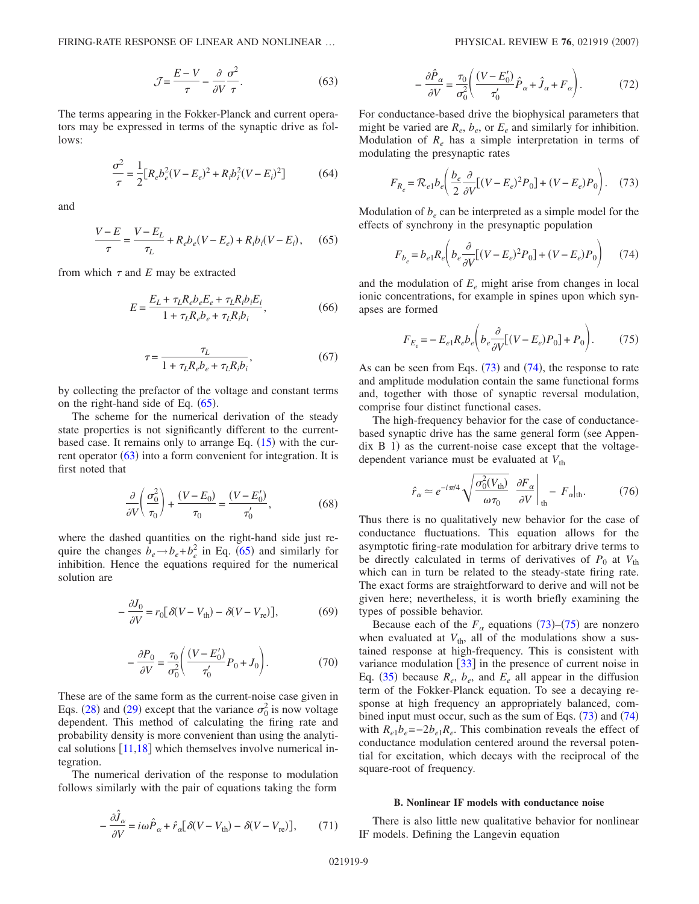$$\mathcal{J} = \frac{E-V}{\tau} - \frac{\partial}{\partial V}\frac{\sigma^2}{\tau}. \tag{63}$$

The terms appearing in the Fokker-Planck and current operators may be expressed in terms of the synaptic drive as follows:

$$\frac{\sigma^2}{\tau} = \frac{1}{2}[R_e b_e^2 (V-E_e)^2 + R_i b_i^2 (V-E_i)^2] \tag{64}$$

and

$$\frac{V-E}{\tau} = \frac{V-E_L}{\tau_L} + R_e b_e (V-E_e) + R_i b_i (V-E_i), \tag{65}$$

from which $\tau$ and $E$ may be extracted

$$E = \frac{E_L + \tau_L R_e b_e E_e + \tau_L R_i b_i E_i}{1 + \tau_L R_e b_e + \tau_L R_i b_i}, \tag{66}$$

$$\tau = \frac{\tau_L}{1 + \tau_L R_e b_e + \tau_L R_i b_i}, \tag{67}$$

by collecting the prefactor of the voltage and constant terms on the right-hand side of Eq. (65).

The scheme for the numerical derivation of the steady state properties is not significantly different to the current-based case. It remains only to arrange Eq. (15) with the current operator (63) into a form convenient for integration. It is first noted that

$$\frac{\partial}{\partial V}\left(\frac{\sigma_0^2}{\tau_0}\right) + \frac{(V-E_0)}{\tau_0} = \frac{(V-E_0')}{\tau_0'}, \tag{68}$$

where the dashed quantities on the right-hand side just require the changes $b_e \to b_e + b_e^2$ in Eq. (65) and similarly for inhibition. Hence the equations required for the numerical solution are

$$-\frac{\partial J_0}{\partial V} = r_0[\delta(V-V_{\text{th}}) - \delta(V-V_{\text{re}})], \tag{69}$$

$$-\frac{\partial P_0}{\partial V} = \frac{\tau_0}{\sigma_0^2}\left(\frac{(V-E_0')}{\tau_0'}P_0 + J_0\right). \tag{70}$$

These are of the same form as the current-noise case given in Eqs. (28) and (29) except that the variance $\sigma_0^2$ is now voltage dependent. This method of calculating the firing rate and probability density is more convenient than using the analytical solutions [11,18] which themselves involve numerical integration.

The numerical derivation of the response to modulation follows similarly with the pair of equations taking the form

$$-\frac{\partial \hat{J}_\alpha}{\partial V} = i\omega \hat{P}_\alpha + \hat{r}_\alpha[\delta(V-V_{\text{th}}) - \delta(V-V_{\text{re}})], \tag{71}$$

$$-\frac{\partial \hat{P}_\alpha}{\partial V} = \frac{\tau_0}{\sigma_0^2}\left(\frac{(V-E_0')}{\tau_0'}\hat{P}_\alpha + \hat{J}_\alpha + F_\alpha\right). \tag{72}$$

For conductance-based drive the biophysical parameters that might be varied are $R_e$, $b_e$, or $E_e$ and similarly for inhibition. Modulation of $R_e$ has a simple interpretation in terms of modulating the presynaptic rates

$$F_{R_e} = \mathcal{R}_{e1} b_e\left(\frac{b_e}{2}\frac{\partial}{\partial V}[(V-E_e)^2 P_0] + (V-E_e)P_0\right). \tag{73}$$

Modulation of $b_e$ can be interpreted as a simple model for the effects of synchrony in the presynaptic population

$$F_{b_e} = b_{e1} R_e\left(b_e\frac{\partial}{\partial V}[(V-E_e)^2 P_0] + (V-E_e)P_0\right) \tag{74}$$

and the modulation of $E_e$ might arise from changes in local ionic concentrations, for example in spines upon which synapses are formed

$$F_{E_e} = -E_{e1} R_e b_e\left(b_e\frac{\partial}{\partial V}[(V-E_e)P_0] + P_0\right). \tag{75}$$

As can be seen from Eqs. (73) and (74), the response to rate and amplitude modulation contain the same functional forms and, together with those of synaptic reversal modulation, comprise four distinct functional cases.

The high-frequency behavior for the case of conductance-based synaptic drive has the same general form (see Appendix B 1) as the current-noise case except that the voltage-dependent variance must be evaluated at $V_{\text{th}}$

$$\hat{r}_\alpha \simeq e^{-i\pi/4}\sqrt{\frac{\sigma_0^2(V_{\text{th}})}{\omega\tau_0}}\left.\frac{\partial F_\alpha}{\partial V}\right|_{\text{th}} - F_\alpha|_{\text{th}}. \tag{76}$$

Thus there is no qualitatively new behavior for the case of conductance fluctuations. This equation allows for the asymptotic firing-rate modulation for arbitrary drive terms to be directly calculated in terms of derivatives of $P_0$ at $V_{\text{th}}$ which can in turn be related to the steady-state firing rate. The exact forms are straightforward to derive and will not be given here; nevertheless, it is worth briefly examining the types of possible behavior.

Because each of the $F_\alpha$ equations (73)–(75) are nonzero when evaluated at $V_{\text{th}}$, all of the modulations show a sustained response at high-frequency. This is consistent with variance modulation [33] in the presence of current noise in Eq. (35) because $R_e$, $b_e$, and $E_e$ all appear in the diffusion term of the Fokker-Planck equation. To see a decaying response at high frequency an appropriately balanced, combined input must occur, such as the sum of Eqs. (73) and (74) with $R_{e1}b_e = -2b_{e1}R_e$. This combination reveals the effect of conductance modulation centered around the reversal potential for excitation, which decays with the reciprocal of the square-root of frequency.

### B. Nonlinear IF models with conductance noise

There is also little new qualitative behavior for nonlinear IF models. Defining the Langevin equation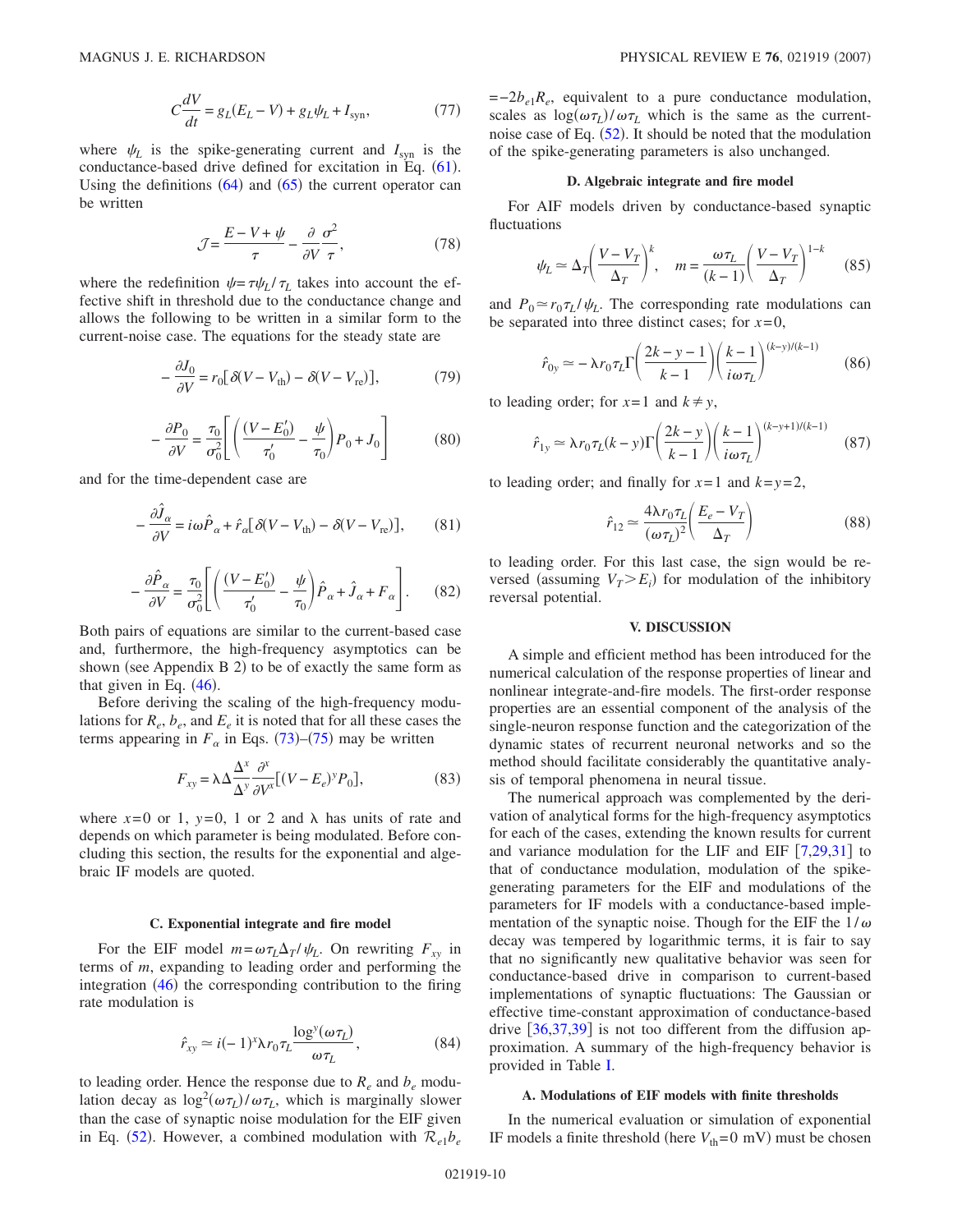$$C\frac{dV}{dt} = g_L(E_L - V) + g_L \psi_L + I_{\text{syn}}, \tag{77}$$

where $\psi_L$ is the spike-generating current and $I_{\text{syn}}$ is the conductance-based drive defined for excitation in Eq. (61). Using the definitions (64) and (65) the current operator can be written

$$\mathcal{J} = \frac{E - V + \psi}{\tau} - \frac{\partial}{\partial V}\frac{\sigma^2}{\tau}, \tag{78}$$

where the redefinition $\psi = \tau\psi_L/\tau_L$ takes into account the effective shift in threshold due to the conductance change and allows the following to be written in a similar form to the current-noise case. The equations for the steady state are

$$-\frac{\partial J_0}{\partial V} = r_0[\delta(V - V_{\text{th}}) - \delta(V - V_{\text{re}})], \tag{79}$$

$$-\frac{\partial P_0}{\partial V} = \frac{\tau_0}{\sigma_0^2}\left[\left(\frac{(V - E_0')}{\tau_0'} - \frac{\psi}{\tau_0}\right)P_0 + J_0\right] \tag{80}$$

and for the time-dependent case are

$$-\frac{\partial \hat{J}_\alpha}{\partial V} = i\omega \hat{P}_\alpha + \hat{r}_\alpha[\delta(V - V_{\text{th}}) - \delta(V - V_{\text{re}})], \tag{81}$$

$$-\frac{\partial \hat{P}_\alpha}{\partial V} = \frac{\tau_0}{\sigma_0^2}\left[\left(\frac{(V - E_0')}{\tau_0'} - \frac{\psi}{\tau_0}\right)\hat{P}_\alpha + \hat{J}_\alpha + F_\alpha\right]. \tag{82}$$

Both pairs of equations are similar to the current-based case and, furthermore, the high-frequency asymptotics can be shown (see Appendix B 2) to be of exactly the same form as that given in Eq. (46).

Before deriving the scaling of the high-frequency modulations for $R_e$, $b_e$, and $E_e$ it is noted that for all these cases the terms appearing in $F_\alpha$ in Eqs. (73)–(75) may be written

$$F_{xy} = \lambda\Delta\frac{\Delta^x}{\Delta^y}\frac{\partial^x}{\partial V^x}[(V - E_e)^y P_0], \tag{83}$$

where $x=0$ or 1, $y=0$, 1 or 2 and $\lambda$ has units of rate and depends on which parameter is being modulated. Before concluding this section, the results for the exponential and algebraic IF models are quoted.

### C. Exponential integrate and fire model

For the EIF model $m = \omega\tau_L\Delta_T/\psi_L$. On rewriting $F_{xy}$ in terms of $m$, expanding to leading order and performing the integration (46) the corresponding contribution to the firing rate modulation is

$$\hat{r}_{xy} \simeq i(-1)^x \lambda r_0 \tau_L \frac{\log^y(\omega\tau_L)}{\omega\tau_L}, \tag{84}$$

to leading order. Hence the response due to $R_e$ and $b_e$ modulation decay as $\log^2(\omega\tau_L)/\omega\tau_L$, which is marginally slower than the case of synaptic noise modulation for the EIF given in Eq. (52). However, a combined modulation with $\mathcal{R}_{e1}b_e = -2b_{e1}R_e$, equivalent to a pure conductance modulation, scales as $\log(\omega\tau_L)/\omega\tau_L$ which is the same as the current-noise case of Eq. (52). It should be noted that the modulation of the spike-generating parameters is also unchanged.

### D. Algebraic integrate and fire model

For AIF models driven by conductance-based synaptic fluctuations

$$\psi_L \simeq \Delta_T\left(\frac{V - V_T}{\Delta_T}\right)^k, \quad m = \frac{\omega\tau_L}{(k-1)}\left(\frac{V - V_T}{\Delta_T}\right)^{1-k} \tag{85}$$

and $P_0 \simeq r_0\tau_L/\psi_L$. The corresponding rate modulations can be separated into three distinct cases; for $x=0$,

$$\hat{r}_{0y} \simeq -\lambda r_0 \tau_L \Gamma\left(\frac{2k - y - 1}{k - 1}\right)\left(\frac{k-1}{i\omega\tau_L}\right)^{(k-y)/(k-1)} \tag{86}$$

to leading order; for $x=1$ and $k \neq y$,

$$\hat{r}_{1y} \simeq \lambda r_0 \tau_L (k - y)\Gamma\left(\frac{2k - y}{k - 1}\right)\left(\frac{k-1}{i\omega\tau_L}\right)^{(k-y+1)/(k-1)} \tag{87}$$

to leading order; and finally for $x=1$ and $k=y=2$,

$$\hat{r}_{12} \simeq \frac{4\lambda r_0 \tau_L}{(\omega\tau_L)^2}\left(\frac{E_e - V_T}{\Delta_T}\right) \tag{88}$$

to leading order. For this last case, the sign would be reversed (assuming $V_T > E_i$) for modulation of the inhibitory reversal potential.

## V. DISCUSSION

A simple and efficient method has been introduced for the numerical calculation of the response properties of linear and nonlinear integrate-and-fire models. The first-order response properties are an essential component of the analysis of the single-neuron response function and the categorization of the dynamic states of recurrent neuronal networks and so the method should facilitate considerably the quantitative analysis of temporal phenomena in neural tissue.

The numerical approach was complemented by the derivation of analytical forms for the high-frequency asymptotics for each of the cases, extending the known results for current and variance modulation for the LIF and EIF [7,29,31] to that of conductance modulation, modulation of the spike-generating parameters for the EIF and modulations of the parameters for IF models with a conductance-based implementation of the synaptic noise. Though for the EIF the $1/\omega$ decay was tempered by logarithmic terms, it is fair to say that no significantly new qualitative behavior was seen for conductance-based drive in comparison to current-based implementations of synaptic fluctuations: The Gaussian or effective time-constant approximation of conductance-based drive [36,37,39] is not too different from the diffusion approximation. A summary of the high-frequency behavior is provided in Table I.

### A. Modulations of EIF models with finite thresholds

In the numerical evaluation or simulation of exponential IF models a finite threshold (here $V_{\text{th}} = 0$ mV) must be chosen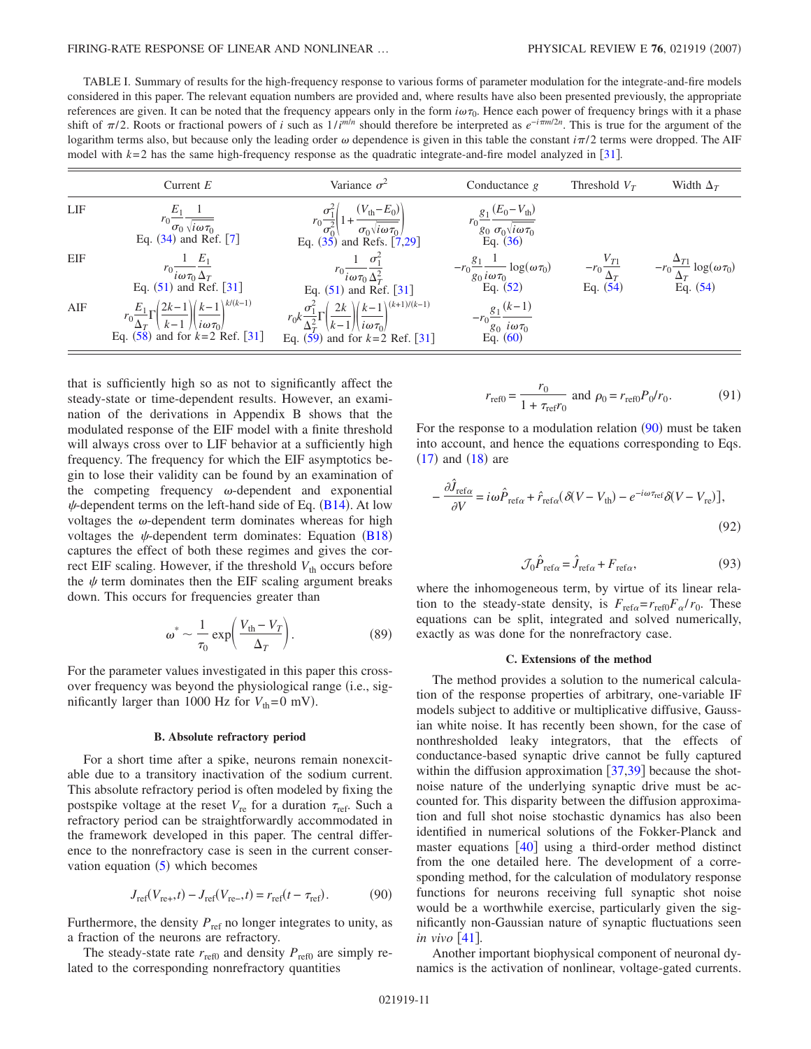TABLE I. Summary of results for the high-frequency response to various forms of parameter modulation for the integrate-and-fire models considered in this paper. The relevant equation numbers are provided and, where results have also been presented previously, the appropriate references are given. It can be noted that the frequency appears only in the form $i\omega\tau_0$. Hence each power of frequency brings with it a phase shift of $\pi/2$. Roots or fractional powers of $i$ such as $1/i^{m/n}$ should therefore be interpreted as $e^{-i\pi m/2n}$. This is true for the argument of the logarithm terms also, but because only the leading order $\omega$ dependence is given in this table the constant $i\pi/2$ terms were dropped. The AIF model with $k=2$ has the same high-frequency response as the quadratic integrate-and-fire model analyzed in [31].

| | Current $E$ | Variance $\sigma^2$ | Conductance $g$ | Threshold $V_T$ | Width $\Delta_T$ |
|---|---|---|---|---|---|
| LIF | $r_0\frac{E_1}{\sigma_0}\frac{1}{\sqrt{i\omega\tau_0}}$ Eq. (34) and Ref. [7] | $r_0\frac{\sigma_1^2}{\sigma_0^2}\left(1+\frac{(V_{\rm th}-E_0)}{\sigma_0\sqrt{i\omega\tau_0}}\right)$ Eq. (35) and Refs. [7,29] | $r_0\frac{g_1}{g_0}\frac{(E_0-V_{\rm th})}{\sigma_0\sqrt{i\omega\tau_0}}$ Eq. (36) | | |
| EIF | $r_0\frac{1}{i\omega\tau_0}\frac{E_1}{\Delta_T}$ Eq. (51) and Ref. [31] | $r_0\frac{1}{i\omega\tau_0}\frac{\sigma_1^2}{\Delta_T^2}$ Eq. (51) and Ref. [31] | $-r_0\frac{g_1}{g_0}\frac{1}{i\omega\tau_0}\log(\omega\tau_0)$ Eq. (52) | $-r_0\frac{V_{T1}}{\Delta_T}$ Eq. (54) | $-r_0\frac{\Delta_{T1}}{\Delta_T}\log(\omega\tau_0)$ Eq. (54) |
| AIF | $r_0\frac{E_1}{\Delta_T}\Gamma\left(\frac{2k-1}{k-1}\right)\left(\frac{k-1}{i\omega\tau_0}\right)^{k/(k-1)}$ Eq. (58) and for $k=2$ Ref. [31] | $r_0k\frac{\sigma_1^2}{\Delta_T^2}\Gamma\left(\frac{2k}{k-1}\right)\left(\frac{k-1}{i\omega\tau_0}\right)^{(k+1)/(k-1)}$ Eq. (59) and for $k=2$ Ref. [31] | $-r_0\frac{g_1}{g_0}\frac{(k-1)}{i\omega\tau_0}$ Eq. (60) | | |

that is sufficiently high so as not to significantly affect the steady-state or time-dependent results. However, an examination of the derivations in Appendix B shows that the modulated response of the EIF model with a finite threshold will always cross over to LIF behavior at a sufficiently high frequency. The frequency for which the EIF asymptotics begin to lose their validity can be found by an examination of the competing frequency $\omega$-dependent and exponential $\psi$-dependent terms on the left-hand side of Eq. (B14). At low voltages the $\omega$-dependent term dominates whereas for high voltages the $\psi$-dependent term dominates: Equation (B18) captures the effect of both these regimes and gives the correct EIF scaling. However, if the threshold $V_{\rm th}$ occurs before the $\psi$ term dominates then the EIF scaling argument breaks down. This occurs for frequencies greater than

$$\omega^* \sim \frac{1}{\tau_0}\exp\left(\frac{V_{\rm th}-V_T}{\Delta_T}\right). \tag{89}$$

For the parameter values investigated in this paper this crossover frequency was beyond the physiological range (i.e., significantly larger than 1000 Hz for $V_{\rm th}=0$ mV).

### B. Absolute refractory period

For a short time after a spike, neurons remain nonexcitable due to a transitory inactivation of the sodium current. This absolute refractory period is often modeled by fixing the postspike voltage at the reset $V_{\rm re}$ for a duration $\tau_{\rm ref}$. Such a refractory period can be straightforwardly accommodated in the framework developed in this paper. The central difference to the nonrefractory case is seen in the current conservation equation (5) which becomes

$$J_{\rm ref}(V_{\rm re+},t) - J_{\rm ref}(V_{\rm re-},t) = r_{\rm ref}(t-\tau_{\rm ref}). \tag{90}$$

Furthermore, the density $P_{\rm ref}$ no longer integrates to unity, as a fraction of the neurons are refractory.

The steady-state rate $r_{\rm ref0}$ and density $P_{\rm ref0}$ are simply related to the corresponding nonrefractory quantities

$$r_{\rm ref0} = \frac{r_0}{1+\tau_{\rm ref}r_0} \text{ and } \rho_0 = r_{\rm ref0}P_0/r_0. \tag{91}$$

For the response to a modulation relation (90) must be taken into account, and hence the equations corresponding to Eqs. (17) and (18) are

$$-\frac{\partial \hat{J}_{\rm ref\alpha}}{\partial V} = i\omega\hat{P}_{\rm ref\alpha} + \hat{r}_{\rm ref\alpha}(\delta(V-V_{\rm th}) - e^{-i\omega\tau_{\rm ref}}\delta(V-V_{\rm re})], \tag{92}$$

$$\mathcal{J}_0\hat{P}_{\rm ref\alpha} = \hat{J}_{\rm ref\alpha} + F_{\rm ref\alpha}, \tag{93}$$

where the inhomogeneous term, by virtue of its linear relation to the steady-state density, is $F_{\rm ref\alpha}=r_{\rm ref0}F_\alpha/r_0$. These equations can be split, integrated and solved numerically, exactly as was done for the nonrefractory case.

### C. Extensions of the method

The method provides a solution to the numerical calculation of the response properties of arbitrary, one-variable IF models subject to additive or multiplicative diffusive, Gaussian white noise. It has recently been shown, for the case of nonthresholded leaky integrators, that the effects of conductance-based synaptic drive cannot be fully captured within the diffusion approximation [37,39] because the shot-noise nature of the underlying synaptic drive must be accounted for. This disparity between the diffusion approximation and full shot noise stochastic dynamics has also been identified in numerical solutions of the Fokker-Planck and master equations [40] using a third-order method distinct from the one detailed here. The development of a corresponding method, for the calculation of modulatory response functions for neurons receiving full synaptic shot noise would be a worthwhile exercise, particularly given the significantly non-Gaussian nature of synaptic fluctuations seen *in vivo* [41].

Another important biophysical component of neuronal dynamics is the activation of nonlinear, voltage-gated currents.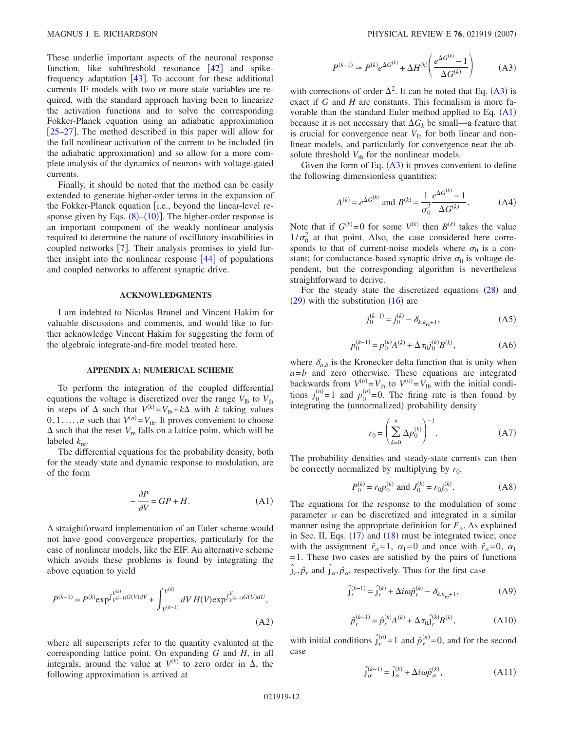These underlie important aspects of the neuronal response function, like subthreshold resonance [42] and spike-frequency adaptation [43]. To account for these additional currents IF models with two or more state variables are required, with the standard approach having been to linearize the activation functions and to solve the corresponding Fokker-Planck equation using an adiabatic approximation [25–27]. The method described in this paper will allow for the full nonlinear activation of the current to be included (in the adiabatic approximation) and so allow for a more complete analysis of the dynamics of neurons with voltage-gated currents.

Finally, it should be noted that the method can be easily extended to generate higher-order terms in the expansion of the Fokker-Planck equation [i.e., beyond the linear-level response given by Eqs. (8)–(10)]. The higher-order response is an important component of the weakly nonlinear analysis required to determine the nature of oscillatory instabilities in coupled networks [7]. Their analysis promises to yield further insight into the nonlinear response [44] of populations and coupled networks to afferent synaptic drive.

## ACKNOWLEDGMENTS

I am indebted to Nicolas Brunel and Vincent Hakim for valuable discussions and comments, and would like to further acknowledge Vincent Hakim for suggesting the form of the algebraic integrate-and-fire model treated here.

## APPENDIX A: NUMERICAL SCHEME

To perform the integration of the coupled differential equations the voltage is discretized over the range $V_{\text{lb}}$ to $V_{\text{th}}$ in steps of $\Delta$ such that $V^{(k)}=V_{\text{lb}}+k\Delta$ with $k$ taking values $0,1,\ldots,n$ such that $V^{(n)}=V_{\text{th}}$. It proves convenient to choose $\Delta$ such that the reset $V_{\text{re}}$ falls on a lattice point, which will be labeled $k_{\text{re}}$.

The differential equations for the probability density, both for the steady state and dynamic response to modulation, are of the form

$$-\frac{\partial P}{\partial V}=GP+H. \tag{A1}$$

A straightforward implementation of an Euler scheme would not have good convergence properties, particularly for the case of nonlinear models, like the EIF. An alternative scheme which avoids these problems is found by integrating the above equation to yield

$$P^{(k-1)}=P^{(k)}\exp^{\int_{V^{(k-1)}}^{V^{(k)}}G(V)dV}+\int_{V^{(k-1)}}^{V^{(k)}}dV\,H(V)\exp^{\int_{V^{(k-1)}}^{V}G(U)dU}, \tag{A2}$$

where all superscripts refer to the quantity evaluated at the corresponding lattice point. On expanding $G$ and $H$, in all integrals, around the value at $V^{(k)}$ to zero order in $\Delta$, the following approximation is arrived at

$$P^{(k-1)}\simeq P^{(k)}e^{\Delta G^{(k)}}+\Delta H^{(k)}\left(\frac{e^{\Delta G^{(k)}}-1}{\Delta G^{(k)}}\right) \tag{A3}$$

with corrections of order $\Delta^2$. It can be noted that Eq. (A3) is exact if $G$ and $H$ are constants. This formalism is more favorable than the standard Euler method applied to Eq. (A1) because it is not necessary that $\Delta G_k$ be small—a feature that is crucial for convergence near $V_{\text{lb}}$ for both linear and nonlinear models, and particularly for convergence near the absolute threshold $V_{\text{th}}$ for the nonlinear models.

Given the form of Eq. (A3) it proves convenient to define the following dimensionless quantities:

$$A^{(k)}=e^{\Delta G^{(k)}}\text{ and }B^{(k)}=\frac{1}{\sigma_0^2}\frac{e^{\Delta G^{(k)}}-1}{\Delta G^{(k)}}. \tag{A4}$$

Note that if $G^{(k)}=0$ for some $V^{(k)}$ then $B^{(k)}$ takes the value $1/\sigma_0^2$ at that point. Also, the case considered here corresponds to that of current-noise models where $\sigma_0$ is a constant; for conductance-based synaptic drive $\sigma_0$ is voltage dependent, but the corresponding algorithm is nevertheless straightforward to derive.

For the steady state the discretized equations (28) and (29) with the substitution (16) are

$$j_0^{(k-1)}=j_0^{(k)}-\delta_{k,k_{\text{re}}+1}, \tag{A5}$$

$$p_0^{(k-1)}=p_0^{(k)}A^{(k)}+\Delta\tau_0 j_0^{(k)}B^{(k)}, \tag{A6}$$

where $\delta_{a,b}$ is the Kronecker delta function that is unity when $a=b$ and zero otherwise. These equations are integrated backwards from $V^{(n)}=V_{\text{th}}$ to $V^{(0)}=V_{\text{lb}}$ with the initial conditions $j_0^{(n)}=1$ and $p_0^{(n)}=0$. The firing rate is then found by integrating the (unnormalized) probability density

$$r_0=\left(\sum_{k=0}^{n}\Delta p_0^{(k)}\right)^{-1}. \tag{A7}$$

The probability densities and steady-state currents can then be correctly normalized by multiplying by $r_0$:

$$P_0^{(k)}=r_0 p_0^{(k)}\text{ and }J_0^{(k)}=r_0 j_0^{(k)}. \tag{A8}$$

The equations for the response to the modulation of some parameter $\alpha$ can be discretized and integrated in a similar manner using the appropriate definition for $F_\alpha$. As explained in Sec. II, Eqs. (17) and (18) must be integrated twice; once with the assignment $\hat{r}_\alpha=1$, $\alpha_1=0$ and once with $\hat{r}_\alpha=0$, $\alpha_1=1$. These two cases are satisfied by the pairs of functions $\hat{\jmath}_r,\hat{p}_r$ and $\hat{\jmath}_\alpha,\hat{p}_\alpha$, respectively. Thus for the first case

$$\hat{\jmath}_r^{(k-1)}=\hat{\jmath}_r^{(k)}+\Delta i\omega\hat{p}_r^{(k)}-\delta_{k,k_{\text{re}}+1}, \tag{A9}$$

$$\hat{p}_r^{(k-1)}=\hat{p}_r^{(k)}A^{(k)}+\Delta\tau_0\hat{\jmath}_r^{(k)}B^{(k)}, \tag{A10}$$

with initial conditions $\hat{\jmath}_r^{(n)}=1$ and $\hat{p}_r^{(n)}=0$, and for the second case

$$\hat{\jmath}_\alpha^{(k-1)}=\hat{\jmath}_\alpha^{(k)}+\Delta i\omega\hat{p}_\alpha^{(k)}, \tag{A11}$$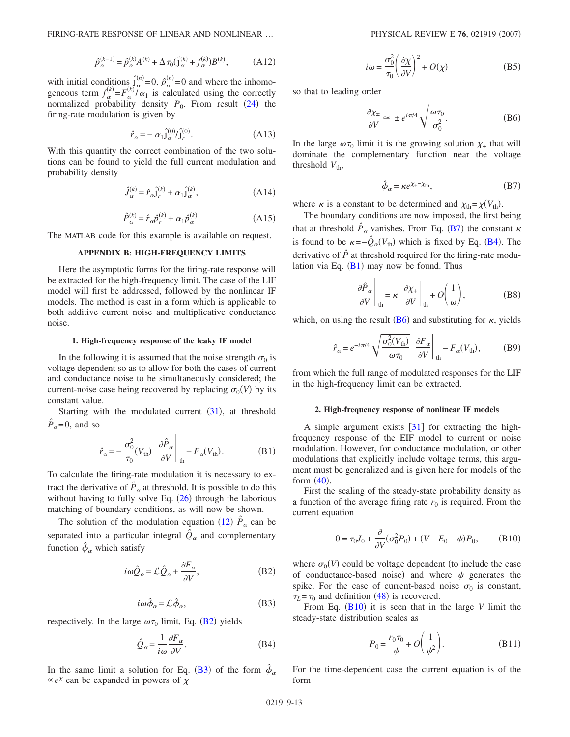$$\hat{p}_{\alpha}^{(k-1)} = \hat{p}_{\alpha}^{(k)} A^{(k)} + \Delta \tau_0 (\hat{\jmath}_{\alpha}^{(k)} + f_{\alpha}^{(k)}) B^{(k)}, \tag{A12}$$

with initial conditions $\hat{\jmath}_{\alpha}^{(n)}=0$, $\hat{p}_{\alpha}^{(n)}=0$ and where the inhomogeneous term $f_{\alpha}^{(k)}=F_{\alpha}^{(k)}/\alpha_1$ is calculated using the correctly normalized probability density $P_0$. From result (24) the firing-rate modulation is given by

$$\hat{r}_{\alpha} = -\alpha_1 \hat{\jmath}_{\alpha}^{(0)}/\hat{\jmath}_{r}^{(0)}. \tag{A13}$$

With this quantity the correct combination of the two solutions can be found to yield the full current modulation and probability density

$$\hat{J}_{\alpha}^{(k)} = \hat{r}_{\alpha}\hat{\jmath}_{r}^{(k)} + \alpha_1 \hat{\jmath}_{\alpha}^{(k)}, \tag{A14}$$

$$\hat{P}_{\alpha}^{(k)} = \hat{r}_{\alpha}\hat{p}_{r}^{(k)} + \alpha_1 \hat{p}_{\alpha}^{(k)}. \tag{A15}$$

The MATLAB code for this example is available on request.

## APPENDIX B: HIGH-FREQUENCY LIMITS

Here the asymptotic forms for the firing-rate response will be extracted for the high-frequency limit. The case of the LIF model will first be addressed, followed by the nonlinear IF models. The method is cast in a form which is applicable to both additive current noise and multiplicative conductance noise.

### 1. High-frequency response of the leaky IF model

In the following it is assumed that the noise strength $\sigma_0$ is voltage dependent so as to allow for both the cases of current and conductance noise to be simultaneously considered; the current-noise case being recovered by replacing $\sigma_0(V)$ by its constant value.

Starting with the modulated current (31), at threshold $\hat{P}_{\alpha}=0$, and so

$$\hat{r}_{\alpha} = -\frac{\sigma_0^2}{\tau_0}(V_{\text{th}}) \left.\frac{\partial \hat{P}_{\alpha}}{\partial V}\right|_{\text{th}} - F_{\alpha}(V_{\text{th}}). \tag{B1}$$

To calculate the firing-rate modulation it is necessary to extract the derivative of $\hat{P}_{\alpha}$ at threshold. It is possible to do this without having to fully solve Eq. (26) through the laborious matching of boundary conditions, as will now be shown.

The solution of the modulation equation (12) $\hat{P}_{\alpha}$ can be separated into a particular integral $\hat{Q}_{\alpha}$ and complementary function $\hat{\phi}_{\alpha}$ which satisfy

$$i\omega \hat{Q}_{\alpha} = \mathcal{L}\hat{Q}_{\alpha} + \frac{\partial F_{\alpha}}{\partial V}, \tag{B2}$$

$$i\omega \hat{\phi}_{\alpha} = \mathcal{L}\hat{\phi}_{\alpha}, \tag{B3}$$

respectively. In the large $\omega\tau_0$ limit, Eq. (B2) yields

$$\hat{Q}_{\alpha} = \frac{1}{i\omega}\frac{\partial F_{\alpha}}{\partial V}. \tag{B4}$$

In the same limit a solution for Eq. (B3) of the form $\hat{\phi}_{\alpha} \propto e^{\chi}$ can be expanded in powers of $\chi$

$$i\omega = \frac{\sigma_0^2}{\tau_0}\left(\frac{\partial \chi}{\partial V}\right)^2 + O(\chi) \tag{B5}$$

so that to leading order

$$\frac{\partial \chi_{\pm}}{\partial V} \simeq \pm e^{i\pi/4}\sqrt{\frac{\omega\tau_0}{\sigma_0^2}}. \tag{B6}$$

In the large $\omega\tau_0$ limit it is the growing solution $\chi_+$ that will dominate the complementary function near the voltage threshold $V_{\text{th}}$,

$$\hat{\phi}_{\alpha} = \kappa e^{\chi_+ - \chi_{\text{th}}}, \tag{B7}$$

where $\kappa$ is a constant to be determined and $\chi_{\text{th}}=\chi(V_{\text{th}})$.

The boundary conditions are now imposed, the first being that at threshold $\hat{P}_{\alpha}$ vanishes. From Eq. (B7) the constant $\kappa$ is found to be $\kappa=-\hat{Q}_{\alpha}(V_{\text{th}})$ which is fixed by Eq. (B4). The derivative of $\hat{P}$ at threshold required for the firing-rate modulation via Eq. (B1) may now be found. Thus

$$\left.\frac{\partial \hat{P}_{\alpha}}{\partial V}\right|_{\text{th}} = \kappa \left.\frac{\partial \chi_+}{\partial V}\right|_{\text{th}} + O\left(\frac{1}{\omega}\right), \tag{B8}$$

which, on using the result (B6) and substituting for $\kappa$, yields

$$\hat{r}_{\alpha} = e^{-i\pi/4}\sqrt{\frac{\sigma_0^2(V_{\text{th}})}{\omega\tau_0}} \left.\frac{\partial F_{\alpha}}{\partial V}\right|_{\text{th}} - F_{\alpha}(V_{\text{th}}), \tag{B9}$$

from which the full range of modulated responses for the LIF in the high-frequency limit can be extracted.

### 2. High-frequency response of nonlinear IF models

A simple argument exists [31] for extracting the high-frequency response of the EIF model to current or noise modulation. However, for conductance modulation, or other modulations that explicitly include voltage terms, this argument must be generalized and is given here for models of the form (40).

First the scaling of the steady-state probability density as a function of the average firing rate $r_0$ is required. From the current equation

$$0 = \tau_0 J_0 + \frac{\partial}{\partial V}(\sigma_0^2 P_0) + (V - E_0 - \psi)P_0, \tag{B10}$$

where $\sigma_0(V)$ could be voltage dependent (to include the case of conductance-based noise) and where $\psi$ generates the spike. For the case of current-based noise $\sigma_0$ is constant, $\tau_L=\tau_0$ and definition (48) is recovered.

From Eq. (B10) it is seen that in the large $V$ limit the steady-state distribution scales as

$$P_0 = \frac{r_0\tau_0}{\psi} + O\left(\frac{1}{\psi^2}\right). \tag{B11}$$

For the time-dependent case the current equation is of the form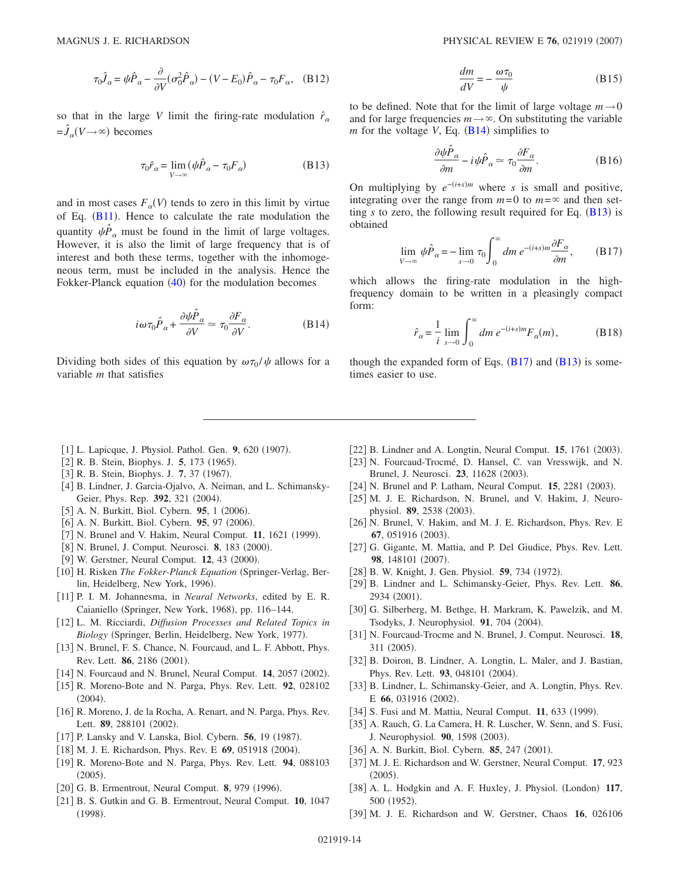$$\tau_0 \hat{J}_\alpha = \psi \hat{P}_\alpha - \frac{\partial}{\partial V}(\sigma_0^2 \hat{P}_\alpha) - (V - E_0)\hat{P}_\alpha - \tau_0 F_\alpha, \quad \text{(B12)}$$

so that in the large $V$ limit the firing-rate modulation $\hat{r}_\alpha = \hat{J}_\alpha(V \to \infty)$ becomes

$$\tau_0 \hat{r}_\alpha = \lim_{V\to\infty} (\psi \hat{P}_\alpha - \tau_0 F_\alpha) \quad \text{(B13)}$$

and in most cases $F_\alpha(V)$ tends to zero in this limit by virtue of Eq. (B11). Hence to calculate the rate modulation the quantity $\psi \hat{P}_\alpha$ must be found in the limit of large voltages. However, it is also the limit of large frequency that is of interest and both these terms, together with the inhomogeneous term, must be included in the analysis. Hence the Fokker-Planck equation (40) for the modulation becomes

$$i\omega\tau_0 \hat{P}_\alpha + \frac{\partial \psi \hat{P}_\alpha}{\partial V} \simeq \tau_0 \frac{\partial F_\alpha}{\partial V}. \quad \text{(B14)}$$

Dividing both sides of this equation by $\omega\tau_0/\psi$ allows for a variable $m$ that satisfies

$$\frac{dm}{dV} = -\frac{\omega\tau_0}{\psi} \quad \text{(B15)}$$

to be defined. Note that for the limit of large voltage $m \to 0$ and for large frequencies $m \to \infty$. On substituting the variable $m$ for the voltage $V$, Eq. (B14) simplifies to

$$\frac{\partial \psi \hat{P}_\alpha}{\partial m} - i\psi \hat{P}_\alpha \simeq \tau_0 \frac{\partial F_\alpha}{\partial m}. \quad \text{(B16)}$$

On multiplying by $e^{-(i+s)m}$ where $s$ is small and positive, integrating over the range from $m=0$ to $m=\infty$ and then setting $s$ to zero, the following result required for Eq. (B13) is obtained

$$\lim_{V\to\infty} \psi \hat{P}_\alpha = -\lim_{s\to 0} \tau_0 \int_0^\infty dm\, e^{-(i+s)m} \frac{\partial F_\alpha}{\partial m}, \quad \text{(B17)}$$

which allows the firing-rate modulation in the high-frequency domain to be written in a pleasingly compact form:

$$\hat{r}_\alpha = \frac{1}{i} \lim_{s\to 0} \int_0^\infty dm\, e^{-(i+s)m} F_\alpha(m), \quad \text{(B18)}$$

though the expanded form of Eqs. (B17) and (B13) is sometimes easier to use.

---

[1] L. Lapicque, J. Physiol. Pathol. Gen. **9**, 620 (1907).
[2] R. B. Stein, Biophys. J. **5**, 173 (1965).
[3] R. B. Stein, Biophys. J. **7**, 37 (1967).
[4] B. Lindner, J. Garcia-Ojalvo, A. Neiman, and L. Schimansky-Geier, Phys. Rep. **392**, 321 (2004).
[5] A. N. Burkitt, Biol. Cybern. **95**, 1 (2006).
[6] A. N. Burkitt, Biol. Cybern. **95**, 97 (2006).
[7] N. Brunel and V. Hakim, Neural Comput. **11**, 1621 (1999).
[8] N. Brunel, J. Comput. Neurosci. **8**, 183 (2000).
[9] W. Gerstner, Neural Comput. **12**, 43 (2000).
[10] H. Risken *The Fokker-Planck Equation* (Springer-Verlag, Berlin, Heidelberg, New York, 1996).
[11] P. I. M. Johannesma, in *Neural Networks*, edited by E. R. Caianiello (Springer, New York, 1968), pp. 116–144.
[12] L. M. Ricciardi, *Diffusion Processes and Related Topics in Biology* (Springer, Berlin, Heidelberg, New York, 1977).
[13] N. Brunel, F. S. Chance, N. Fourcaud, and L. F. Abbott, Phys. Rev. Lett. **86**, 2186 (2001).
[14] N. Fourcaud and N. Brunel, Neural Comput. **14**, 2057 (2002).
[15] R. Moreno-Bote and N. Parga, Phys. Rev. Lett. **92**, 028102 (2004).
[16] R. Moreno, J. de la Rocha, A. Renart, and N. Parga, Phys. Rev. Lett. **89**, 288101 (2002).
[17] P. Lansky and V. Lanska, Biol. Cybern. **56**, 19 (1987).
[18] M. J. E. Richardson, Phys. Rev. E **69**, 051918 (2004).
[19] R. Moreno-Bote and N. Parga, Phys. Rev. Lett. **94**, 088103 (2005).
[20] G. B. Ermentrout, Neural Comput. **8**, 979 (1996).
[21] B. S. Gutkin and G. B. Ermentrout, Neural Comput. **10**, 1047 (1998).
[22] B. Lindner and A. Longtin, Neural Comput. **15**, 1761 (2003).
[23] N. Fourcaud-Trocmé, D. Hansel, C. van Vresswijk, and N. Brunel, J. Neurosci. **23**, 11628 (2003).
[24] N. Brunel and P. Latham, Neural Comput. **15**, 2281 (2003).
[25] M. J. E. Richardson, N. Brunel, and V. Hakim, J. Neurophysiol. **89**, 2538 (2003).
[26] N. Brunel, V. Hakim, and M. J. E. Richardson, Phys. Rev. E **67**, 051916 (2003).
[27] G. Gigante, M. Mattia, and P. Del Giudice, Phys. Rev. Lett. **98**, 148101 (2007).
[28] B. W. Knight, J. Gen. Physiol. **59**, 734 (1972).
[29] B. Lindner and L. Schimansky-Geier, Phys. Rev. Lett. **86**, 2934 (2001).
[30] G. Silberberg, M. Bethge, H. Markram, K. Pawelzik, and M. Tsodyks, J. Neurophysiol. **91**, 704 (2004).
[31] N. Fourcaud-Trocme and N. Brunel, J. Comput. Neurosci. **18**, 311 (2005).
[32] B. Doiron, B. Lindner, A. Longtin, L. Maler, and J. Bastian, Phys. Rev. Lett. **93**, 048101 (2004).
[33] B. Lindner, L. Schimansky-Geier, and A. Longtin, Phys. Rev. E **66**, 031916 (2002).
[34] S. Fusi and M. Mattia, Neural Comput. **11**, 633 (1999).
[35] A. Rauch, G. La Camera, H. R. Luscher, W. Senn, and S. Fusi, J. Neurophysiol. **90**, 1598 (2003).
[36] A. N. Burkitt, Biol. Cybern. **85**, 247 (2001).
[37] M. J. E. Richardson and W. Gerstner, Neural Comput. **17**, 923 (2005).
[38] A. L. Hodgkin and A. F. Huxley, J. Physiol. (London) **117**, 500 (1952).
[39] M. J. E. Richardson and W. Gerstner, Chaos **16**, 026106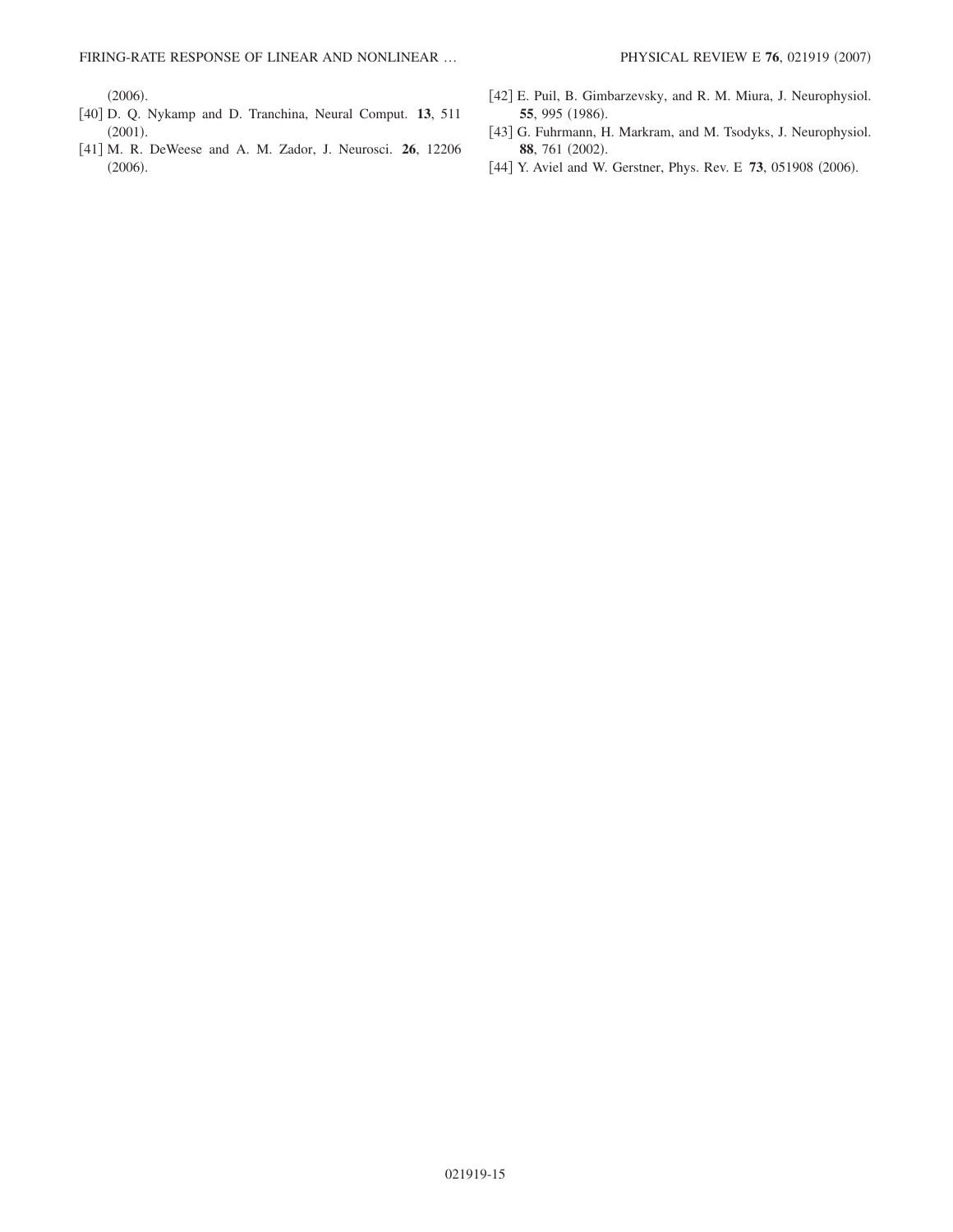(2006).

[40] D. Q. Nykamp and D. Tranchina, Neural Comput. **13**, 511 (2001).

[41] M. R. DeWeese and A. M. Zador, J. Neurosci. **26**, 12206 (2006).

[42] E. Puil, B. Gimbarzevsky, and R. M. Miura, J. Neurophysiol. **55**, 995 (1986).

[43] G. Fuhrmann, H. Markram, and M. Tsodyks, J. Neurophysiol. **88**, 761 (2002).

[44] Y. Aviel and W. Gerstner, Phys. Rev. E **73**, 051908 (2006).